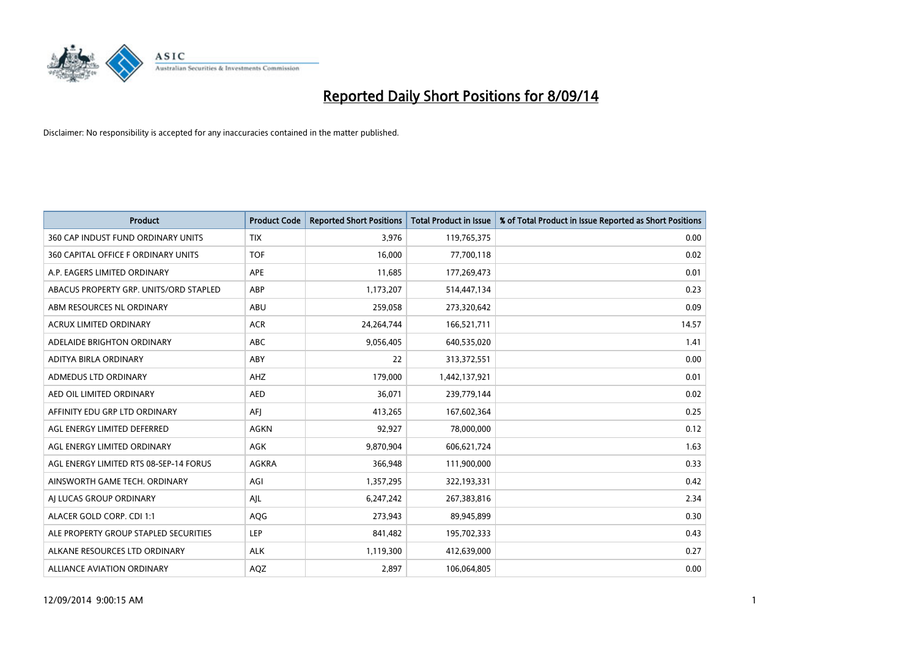# Reported Daily Short Positions for 8/09/14

Disclaimer: No responsibility is accepted for any inaccuracies contained in the matter published.

| Product | Product Code | Reported Short Positions | Total Product in Issue | % of Total Product in Issue Reported as Short Positions |
|---|---|---|---|---|
| 360 CAP INDUST FUND ORDINARY UNITS | TIX | 3,976 | 119,765,375 | 0.00 |
| 360 CAPITAL OFFICE F ORDINARY UNITS | TOF | 16,000 | 77,700,118 | 0.02 |
| A.P. EAGERS LIMITED ORDINARY | APE | 11,685 | 177,269,473 | 0.01 |
| ABACUS PROPERTY GRP. UNITS/ORD STAPLED | ABP | 1,173,207 | 514,447,134 | 0.23 |
| ABM RESOURCES NL ORDINARY | ABU | 259,058 | 273,320,642 | 0.09 |
| ACRUX LIMITED ORDINARY | ACR | 24,264,744 | 166,521,711 | 14.57 |
| ADELAIDE BRIGHTON ORDINARY | ABC | 9,056,405 | 640,535,020 | 1.41 |
| ADITYA BIRLA ORDINARY | ABY | 22 | 313,372,551 | 0.00 |
| ADMEDUS LTD ORDINARY | AHZ | 179,000 | 1,442,137,921 | 0.01 |
| AED OIL LIMITED ORDINARY | AED | 36,071 | 239,779,144 | 0.02 |
| AFFINITY EDU GRP LTD ORDINARY | AFJ | 413,265 | 167,602,364 | 0.25 |
| AGL ENERGY LIMITED DEFERRED | AGKN | 92,927 | 78,000,000 | 0.12 |
| AGL ENERGY LIMITED ORDINARY | AGK | 9,870,904 | 606,621,724 | 1.63 |
| AGL ENERGY LIMITED RTS 08-SEP-14 FORUS | AGKRA | 366,948 | 111,900,000 | 0.33 |
| AINSWORTH GAME TECH. ORDINARY | AGI | 1,357,295 | 322,193,331 | 0.42 |
| AJ LUCAS GROUP ORDINARY | AJL | 6,247,242 | 267,383,816 | 2.34 |
| ALACER GOLD CORP. CDI 1:1 | AQG | 273,943 | 89,945,899 | 0.30 |
| ALE PROPERTY GROUP STAPLED SECURITIES | LEP | 841,482 | 195,702,333 | 0.43 |
| ALKANE RESOURCES LTD ORDINARY | ALK | 1,119,300 | 412,639,000 | 0.27 |
| ALLIANCE AVIATION ORDINARY | AQZ | 2,897 | 106,064,805 | 0.00 |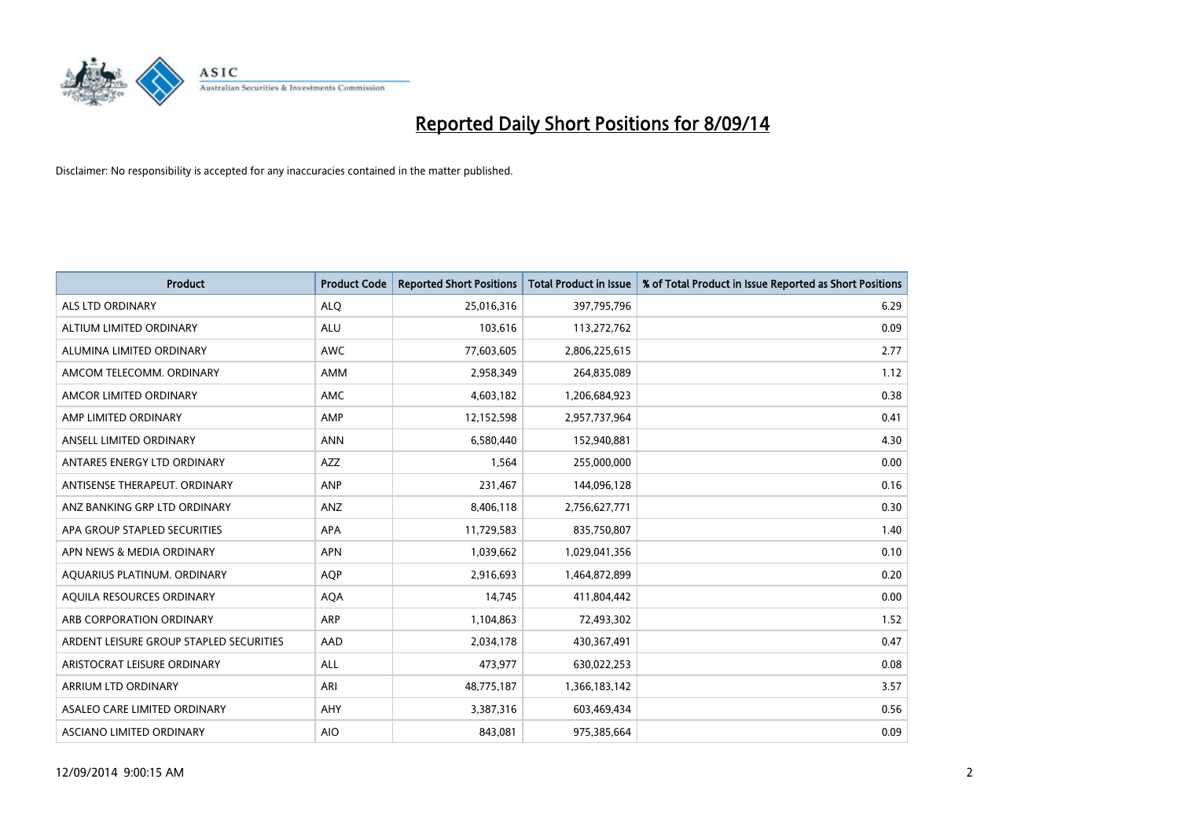# Reported Daily Short Positions for 8/09/14

Disclaimer: No responsibility is accepted for any inaccuracies contained in the matter published.

| Product | Product Code | Reported Short Positions | Total Product in Issue | % of Total Product in Issue Reported as Short Positions |
|---|---|---|---|---|
| ALS LTD ORDINARY | ALQ | 25,016,316 | 397,795,796 | 6.29 |
| ALTIUM LIMITED ORDINARY | ALU | 103,616 | 113,272,762 | 0.09 |
| ALUMINA LIMITED ORDINARY | AWC | 77,603,605 | 2,806,225,615 | 2.77 |
| AMCOM TELECOMM. ORDINARY | AMM | 2,958,349 | 264,835,089 | 1.12 |
| AMCOR LIMITED ORDINARY | AMC | 4,603,182 | 1,206,684,923 | 0.38 |
| AMP LIMITED ORDINARY | AMP | 12,152,598 | 2,957,737,964 | 0.41 |
| ANSELL LIMITED ORDINARY | ANN | 6,580,440 | 152,940,881 | 4.30 |
| ANTARES ENERGY LTD ORDINARY | AZZ | 1,564 | 255,000,000 | 0.00 |
| ANTISENSE THERAPEUT. ORDINARY | ANP | 231,467 | 144,096,128 | 0.16 |
| ANZ BANKING GRP LTD ORDINARY | ANZ | 8,406,118 | 2,756,627,771 | 0.30 |
| APA GROUP STAPLED SECURITIES | APA | 11,729,583 | 835,750,807 | 1.40 |
| APN NEWS & MEDIA ORDINARY | APN | 1,039,662 | 1,029,041,356 | 0.10 |
| AQUARIUS PLATINUM. ORDINARY | AQP | 2,916,693 | 1,464,872,899 | 0.20 |
| AQUILA RESOURCES ORDINARY | AQA | 14,745 | 411,804,442 | 0.00 |
| ARB CORPORATION ORDINARY | ARP | 1,104,863 | 72,493,302 | 1.52 |
| ARDENT LEISURE GROUP STAPLED SECURITIES | AAD | 2,034,178 | 430,367,491 | 0.47 |
| ARISTOCRAT LEISURE ORDINARY | ALL | 473,977 | 630,022,253 | 0.08 |
| ARRIUM LTD ORDINARY | ARI | 48,775,187 | 1,366,183,142 | 3.57 |
| ASALEO CARE LIMITED ORDINARY | AHY | 3,387,316 | 603,469,434 | 0.56 |
| ASCIANO LIMITED ORDINARY | AIO | 843,081 | 975,385,664 | 0.09 |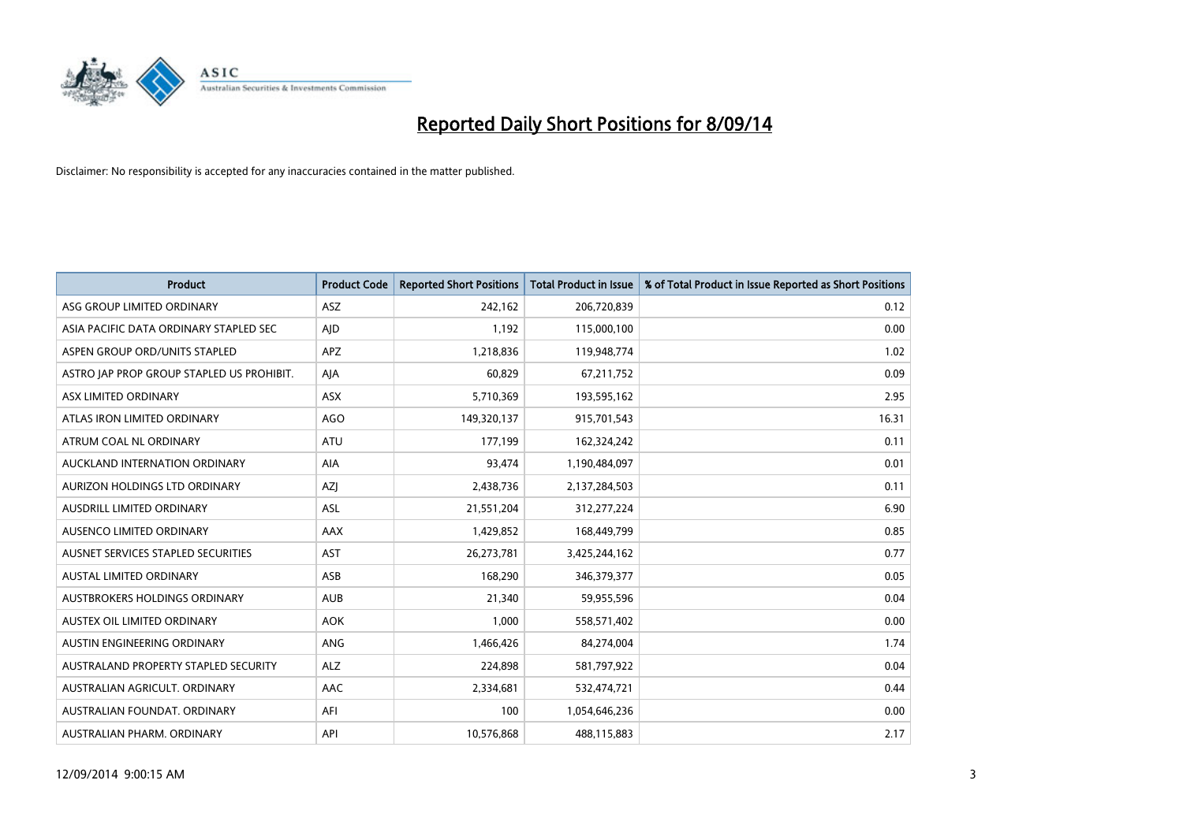# Reported Daily Short Positions for 8/09/14

Disclaimer: No responsibility is accepted for any inaccuracies contained in the matter published.

| Product | Product Code | Reported Short Positions | Total Product in Issue | % of Total Product in Issue Reported as Short Positions |
|---|---|---|---|---|
| ASG GROUP LIMITED ORDINARY | ASZ | 242,162 | 206,720,839 | 0.12 |
| ASIA PACIFIC DATA ORDINARY STAPLED SEC | AJD | 1,192 | 115,000,100 | 0.00 |
| ASPEN GROUP ORD/UNITS STAPLED | APZ | 1,218,836 | 119,948,774 | 1.02 |
| ASTRO JAP PROP GROUP STAPLED US PROHIBIT. | AJA | 60,829 | 67,211,752 | 0.09 |
| ASX LIMITED ORDINARY | ASX | 5,710,369 | 193,595,162 | 2.95 |
| ATLAS IRON LIMITED ORDINARY | AGO | 149,320,137 | 915,701,543 | 16.31 |
| ATRUM COAL NL ORDINARY | ATU | 177,199 | 162,324,242 | 0.11 |
| AUCKLAND INTERNATION ORDINARY | AIA | 93,474 | 1,190,484,097 | 0.01 |
| AURIZON HOLDINGS LTD ORDINARY | AZJ | 2,438,736 | 2,137,284,503 | 0.11 |
| AUSDRILL LIMITED ORDINARY | ASL | 21,551,204 | 312,277,224 | 6.90 |
| AUSENCO LIMITED ORDINARY | AAX | 1,429,852 | 168,449,799 | 0.85 |
| AUSNET SERVICES STAPLED SECURITIES | AST | 26,273,781 | 3,425,244,162 | 0.77 |
| AUSTAL LIMITED ORDINARY | ASB | 168,290 | 346,379,377 | 0.05 |
| AUSTBROKERS HOLDINGS ORDINARY | AUB | 21,340 | 59,955,596 | 0.04 |
| AUSTEX OIL LIMITED ORDINARY | AOK | 1,000 | 558,571,402 | 0.00 |
| AUSTIN ENGINEERING ORDINARY | ANG | 1,466,426 | 84,274,004 | 1.74 |
| AUSTRALAND PROPERTY STAPLED SECURITY | ALZ | 224,898 | 581,797,922 | 0.04 |
| AUSTRALIAN AGRICULT. ORDINARY | AAC | 2,334,681 | 532,474,721 | 0.44 |
| AUSTRALIAN FOUNDAT. ORDINARY | AFI | 100 | 1,054,646,236 | 0.00 |
| AUSTRALIAN PHARM. ORDINARY | API | 10,576,868 | 488,115,883 | 2.17 |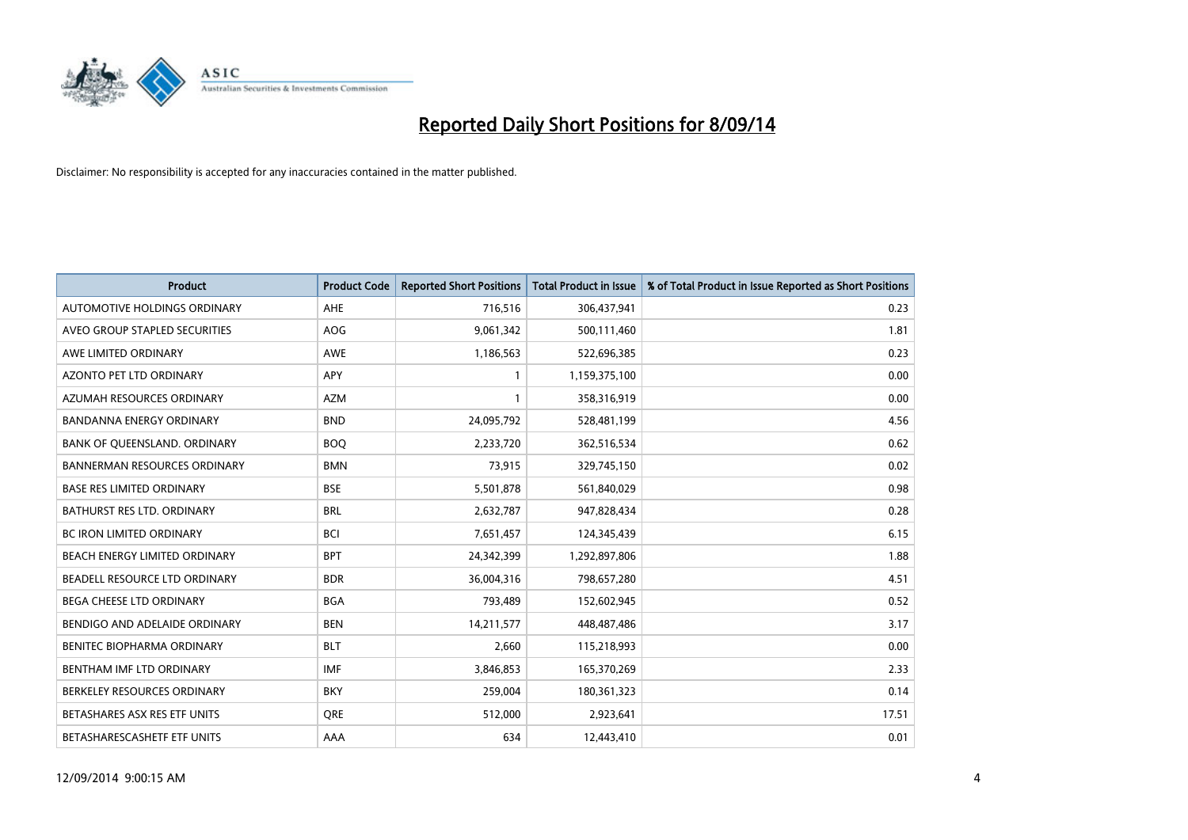# Reported Daily Short Positions for 8/09/14

Disclaimer: No responsibility is accepted for any inaccuracies contained in the matter published.

| Product | Product Code | Reported Short Positions | Total Product in Issue | % of Total Product in Issue Reported as Short Positions |
|---|---|---|---|---|
| AUTOMOTIVE HOLDINGS ORDINARY | AHE | 716,516 | 306,437,941 | 0.23 |
| AVEO GROUP STAPLED SECURITIES | AOG | 9,061,342 | 500,111,460 | 1.81 |
| AWE LIMITED ORDINARY | AWE | 1,186,563 | 522,696,385 | 0.23 |
| AZONTO PET LTD ORDINARY | APY | 1 | 1,159,375,100 | 0.00 |
| AZUMAH RESOURCES ORDINARY | AZM | 1 | 358,316,919 | 0.00 |
| BANDANNA ENERGY ORDINARY | BND | 24,095,792 | 528,481,199 | 4.56 |
| BANK OF QUEENSLAND. ORDINARY | BOQ | 2,233,720 | 362,516,534 | 0.62 |
| BANNERMAN RESOURCES ORDINARY | BMN | 73,915 | 329,745,150 | 0.02 |
| BASE RES LIMITED ORDINARY | BSE | 5,501,878 | 561,840,029 | 0.98 |
| BATHURST RES LTD. ORDINARY | BRL | 2,632,787 | 947,828,434 | 0.28 |
| BC IRON LIMITED ORDINARY | BCI | 7,651,457 | 124,345,439 | 6.15 |
| BEACH ENERGY LIMITED ORDINARY | BPT | 24,342,399 | 1,292,897,806 | 1.88 |
| BEADELL RESOURCE LTD ORDINARY | BDR | 36,004,316 | 798,657,280 | 4.51 |
| BEGA CHEESE LTD ORDINARY | BGA | 793,489 | 152,602,945 | 0.52 |
| BENDIGO AND ADELAIDE ORDINARY | BEN | 14,211,577 | 448,487,486 | 3.17 |
| BENITEC BIOPHARMA ORDINARY | BLT | 2,660 | 115,218,993 | 0.00 |
| BENTHAM IMF LTD ORDINARY | IMF | 3,846,853 | 165,370,269 | 2.33 |
| BERKELEY RESOURCES ORDINARY | BKY | 259,004 | 180,361,323 | 0.14 |
| BETASHARES ASX RES ETF UNITS | QRE | 512,000 | 2,923,641 | 17.51 |
| BETASHARESCASHETF ETF UNITS | AAA | 634 | 12,443,410 | 0.01 |

12/09/2014 9:00:15 AM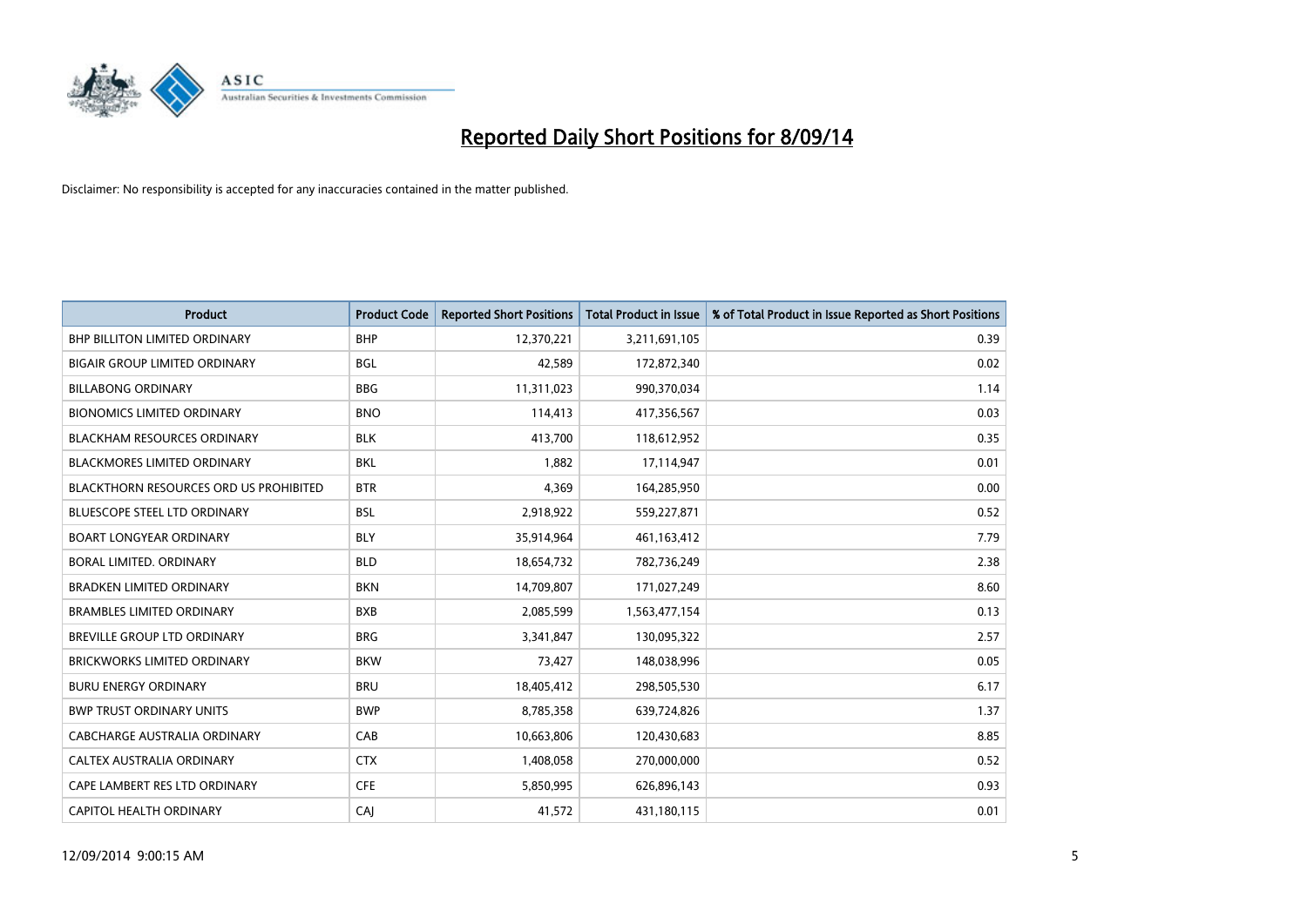# Reported Daily Short Positions for 8/09/14

Disclaimer: No responsibility is accepted for any inaccuracies contained in the matter published.

| Product | Product Code | Reported Short Positions | Total Product in Issue | % of Total Product in Issue Reported as Short Positions |
|---|---|---|---|---|
| BHP BILLITON LIMITED ORDINARY | BHP | 12,370,221 | 3,211,691,105 | 0.39 |
| BIGAIR GROUP LIMITED ORDINARY | BGL | 42,589 | 172,872,340 | 0.02 |
| BILLABONG ORDINARY | BBG | 11,311,023 | 990,370,034 | 1.14 |
| BIONOMICS LIMITED ORDINARY | BNO | 114,413 | 417,356,567 | 0.03 |
| BLACKHAM RESOURCES ORDINARY | BLK | 413,700 | 118,612,952 | 0.35 |
| BLACKMORES LIMITED ORDINARY | BKL | 1,882 | 17,114,947 | 0.01 |
| BLACKTHORN RESOURCES ORD US PROHIBITED | BTR | 4,369 | 164,285,950 | 0.00 |
| BLUESCOPE STEEL LTD ORDINARY | BSL | 2,918,922 | 559,227,871 | 0.52 |
| BOART LONGYEAR ORDINARY | BLY | 35,914,964 | 461,163,412 | 7.79 |
| BORAL LIMITED. ORDINARY | BLD | 18,654,732 | 782,736,249 | 2.38 |
| BRADKEN LIMITED ORDINARY | BKN | 14,709,807 | 171,027,249 | 8.60 |
| BRAMBLES LIMITED ORDINARY | BXB | 2,085,599 | 1,563,477,154 | 0.13 |
| BREVILLE GROUP LTD ORDINARY | BRG | 3,341,847 | 130,095,322 | 2.57 |
| BRICKWORKS LIMITED ORDINARY | BKW | 73,427 | 148,038,996 | 0.05 |
| BURU ENERGY ORDINARY | BRU | 18,405,412 | 298,505,530 | 6.17 |
| BWP TRUST ORDINARY UNITS | BWP | 8,785,358 | 639,724,826 | 1.37 |
| CABCHARGE AUSTRALIA ORDINARY | CAB | 10,663,806 | 120,430,683 | 8.85 |
| CALTEX AUSTRALIA ORDINARY | CTX | 1,408,058 | 270,000,000 | 0.52 |
| CAPE LAMBERT RES LTD ORDINARY | CFE | 5,850,995 | 626,896,143 | 0.93 |
| CAPITOL HEALTH ORDINARY | CAJ | 41,572 | 431,180,115 | 0.01 |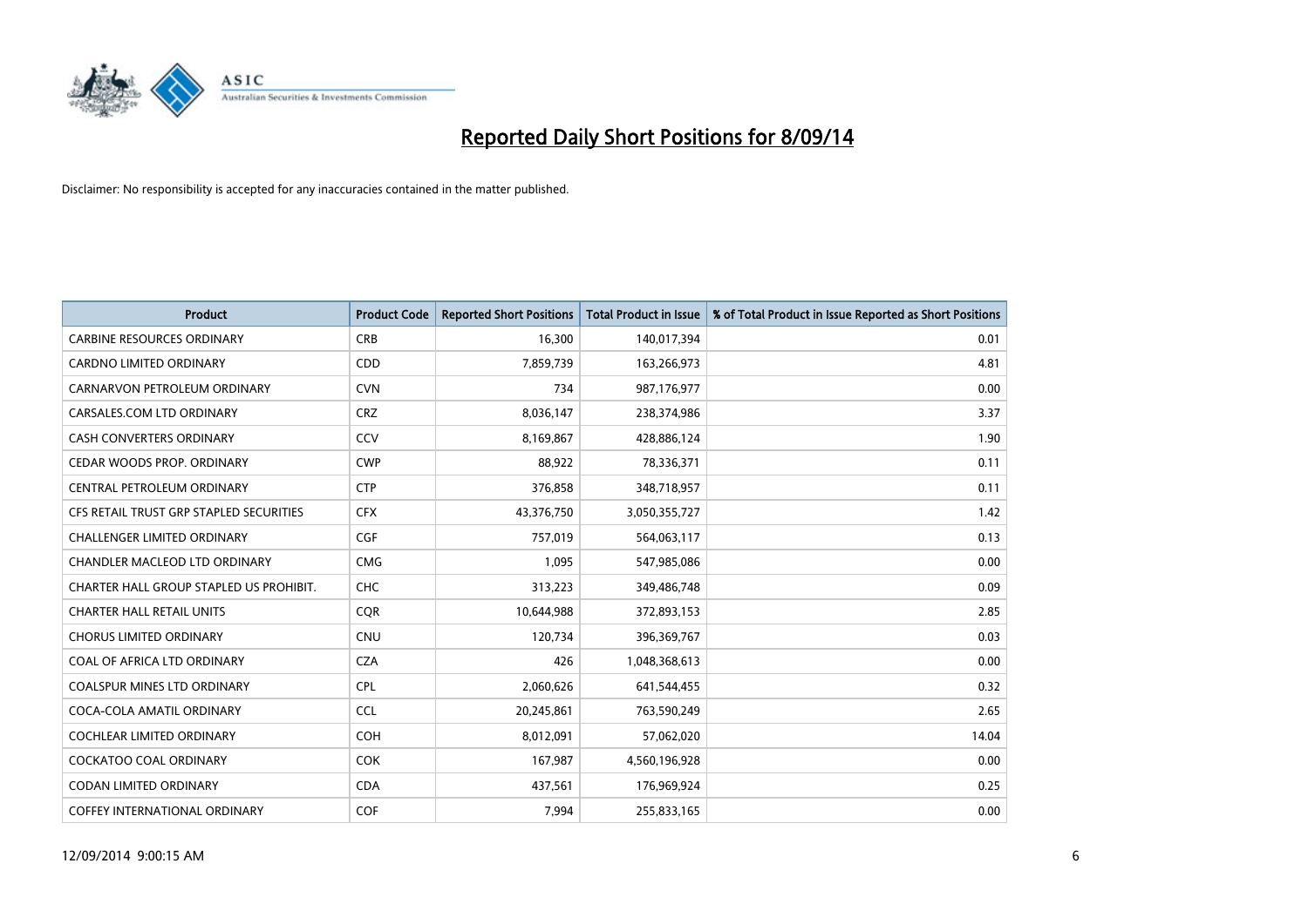# Reported Daily Short Positions for 8/09/14

Disclaimer: No responsibility is accepted for any inaccuracies contained in the matter published.

| Product | Product Code | Reported Short Positions | Total Product in Issue | % of Total Product in Issue Reported as Short Positions |
|---|---|---|---|---|
| CARBINE RESOURCES ORDINARY | CRB | 16,300 | 140,017,394 | 0.01 |
| CARDNO LIMITED ORDINARY | CDD | 7,859,739 | 163,266,973 | 4.81 |
| CARNARVON PETROLEUM ORDINARY | CVN | 734 | 987,176,977 | 0.00 |
| CARSALES.COM LTD ORDINARY | CRZ | 8,036,147 | 238,374,986 | 3.37 |
| CASH CONVERTERS ORDINARY | CCV | 8,169,867 | 428,886,124 | 1.90 |
| CEDAR WOODS PROP. ORDINARY | CWP | 88,922 | 78,336,371 | 0.11 |
| CENTRAL PETROLEUM ORDINARY | CTP | 376,858 | 348,718,957 | 0.11 |
| CFS RETAIL TRUST GRP STAPLED SECURITIES | CFX | 43,376,750 | 3,050,355,727 | 1.42 |
| CHALLENGER LIMITED ORDINARY | CGF | 757,019 | 564,063,117 | 0.13 |
| CHANDLER MACLEOD LTD ORDINARY | CMG | 1,095 | 547,985,086 | 0.00 |
| CHARTER HALL GROUP STAPLED US PROHIBIT. | CHC | 313,223 | 349,486,748 | 0.09 |
| CHARTER HALL RETAIL UNITS | CQR | 10,644,988 | 372,893,153 | 2.85 |
| CHORUS LIMITED ORDINARY | CNU | 120,734 | 396,369,767 | 0.03 |
| COAL OF AFRICA LTD ORDINARY | CZA | 426 | 1,048,368,613 | 0.00 |
| COALSPUR MINES LTD ORDINARY | CPL | 2,060,626 | 641,544,455 | 0.32 |
| COCA-COLA AMATIL ORDINARY | CCL | 20,245,861 | 763,590,249 | 2.65 |
| COCHLEAR LIMITED ORDINARY | COH | 8,012,091 | 57,062,020 | 14.04 |
| COCKATOO COAL ORDINARY | COK | 167,987 | 4,560,196,928 | 0.00 |
| CODAN LIMITED ORDINARY | CDA | 437,561 | 176,969,924 | 0.25 |
| COFFEY INTERNATIONAL ORDINARY | COF | 7,994 | 255,833,165 | 0.00 |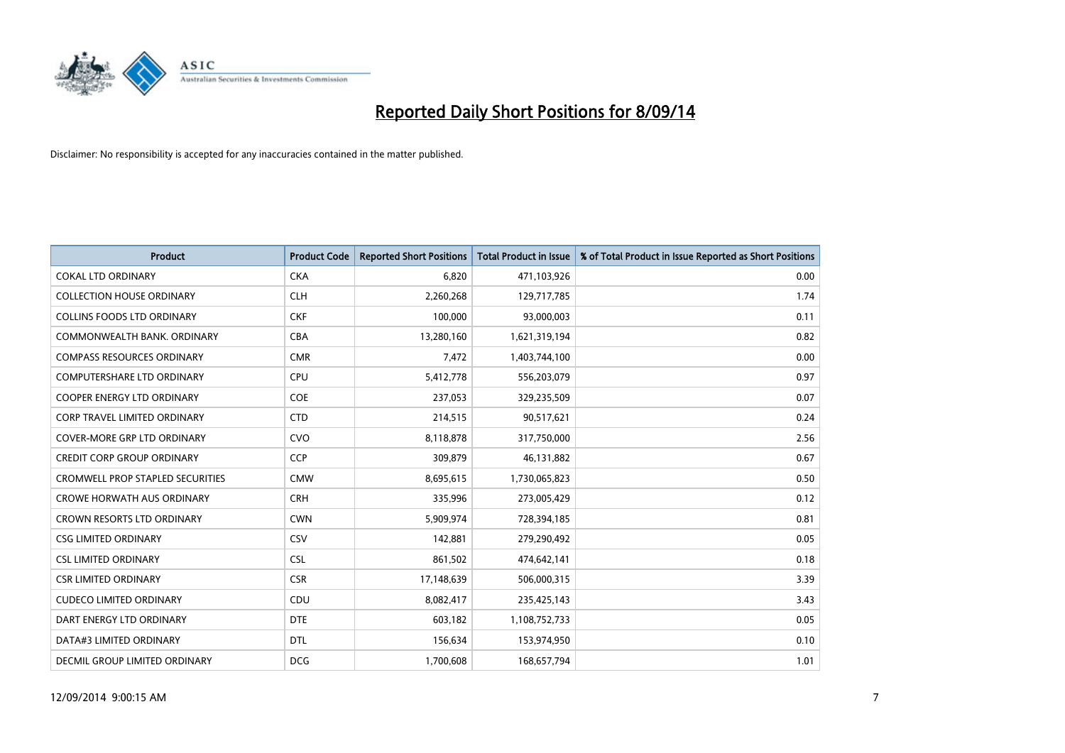# Reported Daily Short Positions for 8/09/14

Disclaimer: No responsibility is accepted for any inaccuracies contained in the matter published.

| Product | Product Code | Reported Short Positions | Total Product in Issue | % of Total Product in Issue Reported as Short Positions |
|---|---|---|---|---|
| COKAL LTD ORDINARY | CKA | 6,820 | 471,103,926 | 0.00 |
| COLLECTION HOUSE ORDINARY | CLH | 2,260,268 | 129,717,785 | 1.74 |
| COLLINS FOODS LTD ORDINARY | CKF | 100,000 | 93,000,003 | 0.11 |
| COMMONWEALTH BANK. ORDINARY | CBA | 13,280,160 | 1,621,319,194 | 0.82 |
| COMPASS RESOURCES ORDINARY | CMR | 7,472 | 1,403,744,100 | 0.00 |
| COMPUTERSHARE LTD ORDINARY | CPU | 5,412,778 | 556,203,079 | 0.97 |
| COOPER ENERGY LTD ORDINARY | COE | 237,053 | 329,235,509 | 0.07 |
| CORP TRAVEL LIMITED ORDINARY | CTD | 214,515 | 90,517,621 | 0.24 |
| COVER-MORE GRP LTD ORDINARY | CVO | 8,118,878 | 317,750,000 | 2.56 |
| CREDIT CORP GROUP ORDINARY | CCP | 309,879 | 46,131,882 | 0.67 |
| CROMWELL PROP STAPLED SECURITIES | CMW | 8,695,615 | 1,730,065,823 | 0.50 |
| CROWE HORWATH AUS ORDINARY | CRH | 335,996 | 273,005,429 | 0.12 |
| CROWN RESORTS LTD ORDINARY | CWN | 5,909,974 | 728,394,185 | 0.81 |
| CSG LIMITED ORDINARY | CSV | 142,881 | 279,290,492 | 0.05 |
| CSL LIMITED ORDINARY | CSL | 861,502 | 474,642,141 | 0.18 |
| CSR LIMITED ORDINARY | CSR | 17,148,639 | 506,000,315 | 3.39 |
| CUDECO LIMITED ORDINARY | CDU | 8,082,417 | 235,425,143 | 3.43 |
| DART ENERGY LTD ORDINARY | DTE | 603,182 | 1,108,752,733 | 0.05 |
| DATA#3 LIMITED ORDINARY | DTL | 156,634 | 153,974,950 | 0.10 |
| DECMIL GROUP LIMITED ORDINARY | DCG | 1,700,608 | 168,657,794 | 1.01 |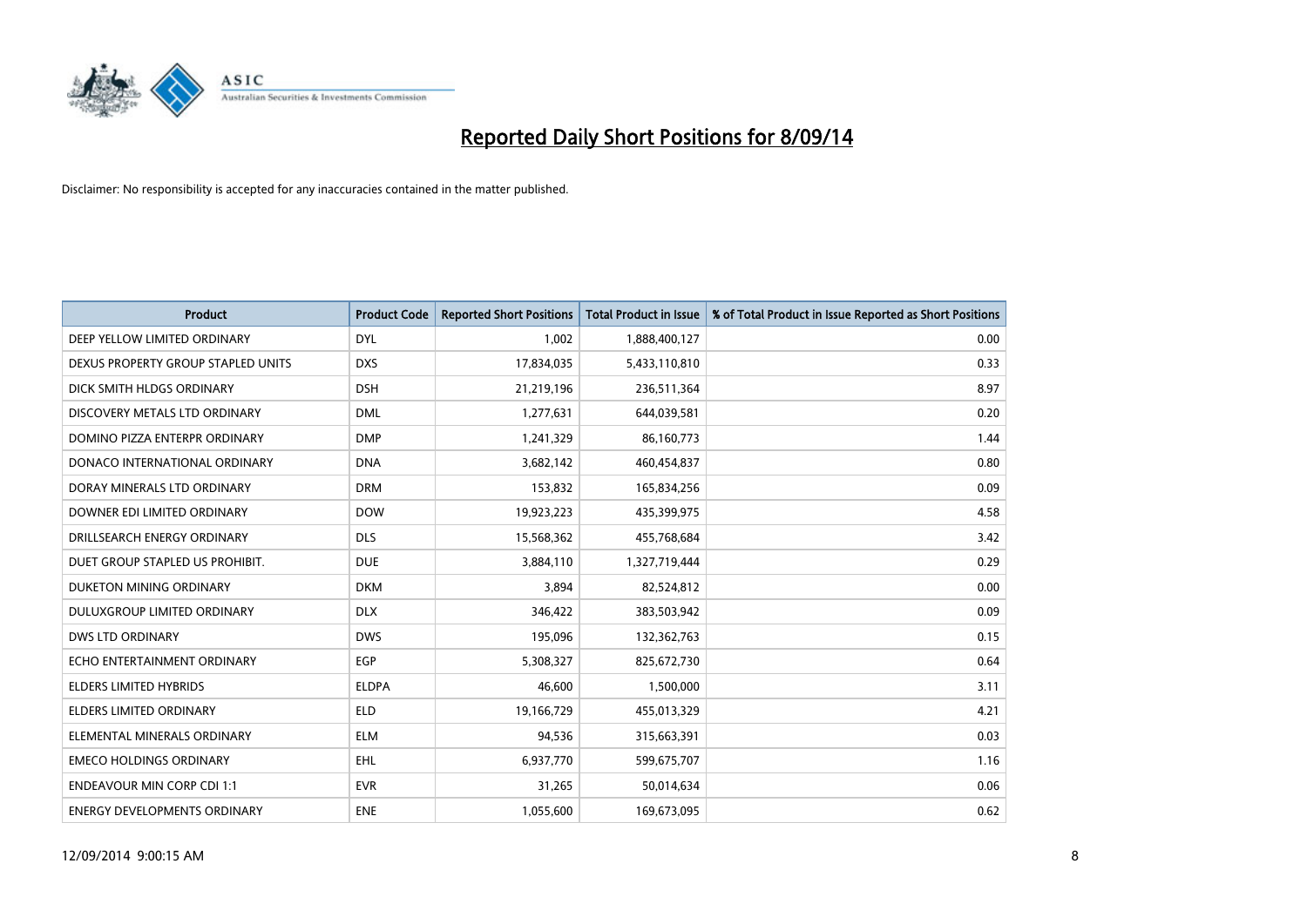# Reported Daily Short Positions for 8/09/14

Disclaimer: No responsibility is accepted for any inaccuracies contained in the matter published.

| Product | Product Code | Reported Short Positions | Total Product in Issue | % of Total Product in Issue Reported as Short Positions |
|---|---|---|---|---|
| DEEP YELLOW LIMITED ORDINARY | DYL | 1,002 | 1,888,400,127 | 0.00 |
| DEXUS PROPERTY GROUP STAPLED UNITS | DXS | 17,834,035 | 5,433,110,810 | 0.33 |
| DICK SMITH HLDGS ORDINARY | DSH | 21,219,196 | 236,511,364 | 8.97 |
| DISCOVERY METALS LTD ORDINARY | DML | 1,277,631 | 644,039,581 | 0.20 |
| DOMINO PIZZA ENTERPR ORDINARY | DMP | 1,241,329 | 86,160,773 | 1.44 |
| DONACO INTERNATIONAL ORDINARY | DNA | 3,682,142 | 460,454,837 | 0.80 |
| DORAY MINERALS LTD ORDINARY | DRM | 153,832 | 165,834,256 | 0.09 |
| DOWNER EDI LIMITED ORDINARY | DOW | 19,923,223 | 435,399,975 | 4.58 |
| DRILLSEARCH ENERGY ORDINARY | DLS | 15,568,362 | 455,768,684 | 3.42 |
| DUET GROUP STAPLED US PROHIBIT. | DUE | 3,884,110 | 1,327,719,444 | 0.29 |
| DUKETON MINING ORDINARY | DKM | 3,894 | 82,524,812 | 0.00 |
| DULUXGROUP LIMITED ORDINARY | DLX | 346,422 | 383,503,942 | 0.09 |
| DWS LTD ORDINARY | DWS | 195,096 | 132,362,763 | 0.15 |
| ECHO ENTERTAINMENT ORDINARY | EGP | 5,308,327 | 825,672,730 | 0.64 |
| ELDERS LIMITED HYBRIDS | ELDPA | 46,600 | 1,500,000 | 3.11 |
| ELDERS LIMITED ORDINARY | ELD | 19,166,729 | 455,013,329 | 4.21 |
| ELEMENTAL MINERALS ORDINARY | ELM | 94,536 | 315,663,391 | 0.03 |
| EMECO HOLDINGS ORDINARY | EHL | 6,937,770 | 599,675,707 | 1.16 |
| ENDEAVOUR MIN CORP CDI 1:1 | EVR | 31,265 | 50,014,634 | 0.06 |
| ENERGY DEVELOPMENTS ORDINARY | ENE | 1,055,600 | 169,673,095 | 0.62 |

12/09/2014 9:00:15 AM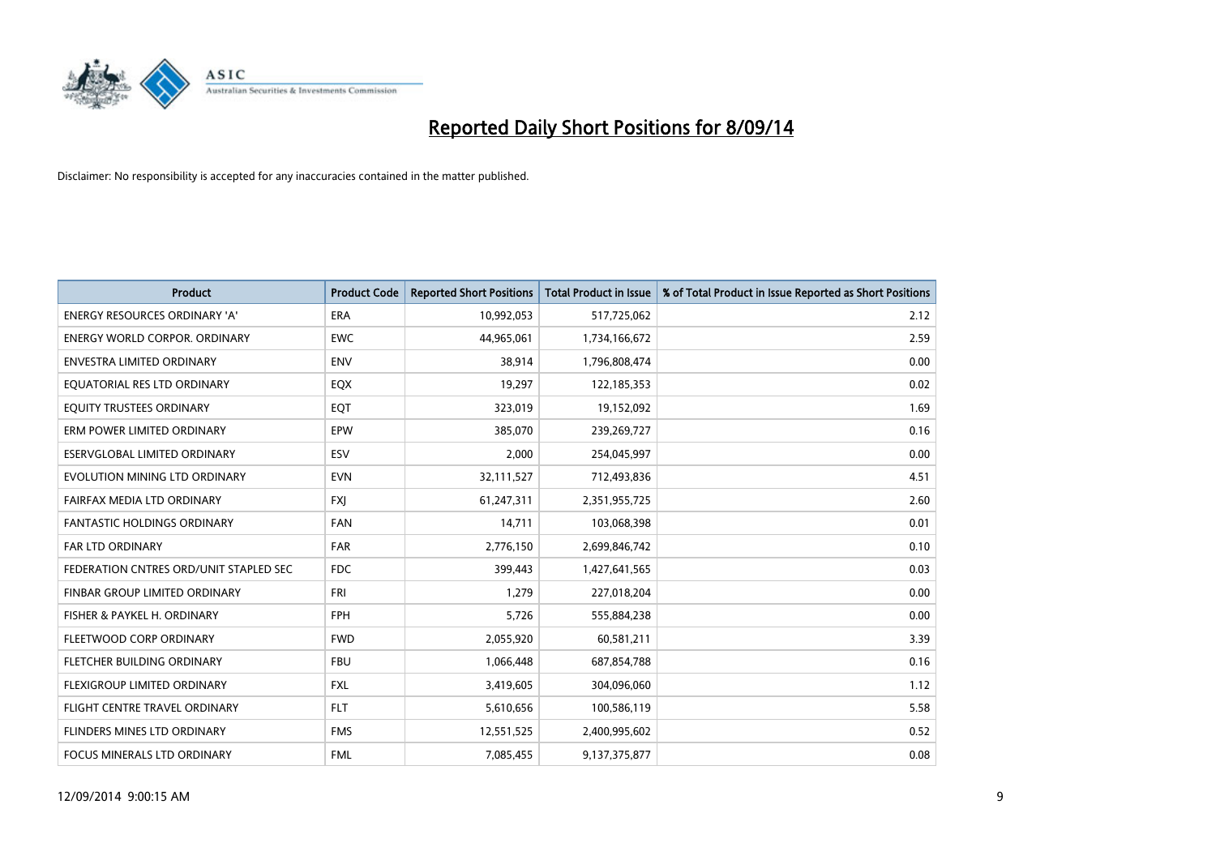# Reported Daily Short Positions for 8/09/14

Disclaimer: No responsibility is accepted for any inaccuracies contained in the matter published.

| Product | Product Code | Reported Short Positions | Total Product in Issue | % of Total Product in Issue Reported as Short Positions |
|---|---|---|---|---|
| ENERGY RESOURCES ORDINARY 'A' | ERA | 10,992,053 | 517,725,062 | 2.12 |
| ENERGY WORLD CORPOR. ORDINARY | EWC | 44,965,061 | 1,734,166,672 | 2.59 |
| ENVESTRA LIMITED ORDINARY | ENV | 38,914 | 1,796,808,474 | 0.00 |
| EQUATORIAL RES LTD ORDINARY | EQX | 19,297 | 122,185,353 | 0.02 |
| EQUITY TRUSTEES ORDINARY | EQT | 323,019 | 19,152,092 | 1.69 |
| ERM POWER LIMITED ORDINARY | EPW | 385,070 | 239,269,727 | 0.16 |
| ESERVGLOBAL LIMITED ORDINARY | ESV | 2,000 | 254,045,997 | 0.00 |
| EVOLUTION MINING LTD ORDINARY | EVN | 32,111,527 | 712,493,836 | 4.51 |
| FAIRFAX MEDIA LTD ORDINARY | FXJ | 61,247,311 | 2,351,955,725 | 2.60 |
| FANTASTIC HOLDINGS ORDINARY | FAN | 14,711 | 103,068,398 | 0.01 |
| FAR LTD ORDINARY | FAR | 2,776,150 | 2,699,846,742 | 0.10 |
| FEDERATION CNTRES ORD/UNIT STAPLED SEC | FDC | 399,443 | 1,427,641,565 | 0.03 |
| FINBAR GROUP LIMITED ORDINARY | FRI | 1,279 | 227,018,204 | 0.00 |
| FISHER & PAYKEL H. ORDINARY | FPH | 5,726 | 555,884,238 | 0.00 |
| FLEETWOOD CORP ORDINARY | FWD | 2,055,920 | 60,581,211 | 3.39 |
| FLETCHER BUILDING ORDINARY | FBU | 1,066,448 | 687,854,788 | 0.16 |
| FLEXIGROUP LIMITED ORDINARY | FXL | 3,419,605 | 304,096,060 | 1.12 |
| FLIGHT CENTRE TRAVEL ORDINARY | FLT | 5,610,656 | 100,586,119 | 5.58 |
| FLINDERS MINES LTD ORDINARY | FMS | 12,551,525 | 2,400,995,602 | 0.52 |
| FOCUS MINERALS LTD ORDINARY | FML | 7,085,455 | 9,137,375,877 | 0.08 |

12/09/2014 9:00:15 AM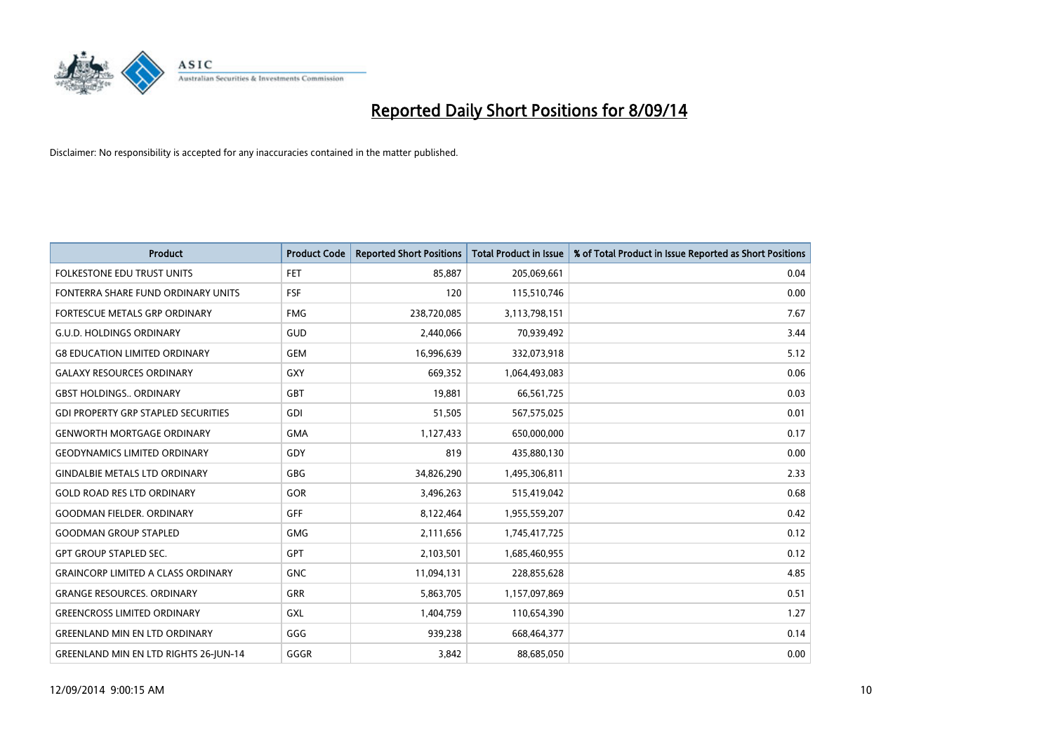# Reported Daily Short Positions for 8/09/14

Disclaimer: No responsibility is accepted for any inaccuracies contained in the matter published.

| Product | Product Code | Reported Short Positions | Total Product in Issue | % of Total Product in Issue Reported as Short Positions |
|---|---|---|---|---|
| FOLKESTONE EDU TRUST UNITS | FET | 85,887 | 205,069,661 | 0.04 |
| FONTERRA SHARE FUND ORDINARY UNITS | FSF | 120 | 115,510,746 | 0.00 |
| FORTESCUE METALS GRP ORDINARY | FMG | 238,720,085 | 3,113,798,151 | 7.67 |
| G.U.D. HOLDINGS ORDINARY | GUD | 2,440,066 | 70,939,492 | 3.44 |
| G8 EDUCATION LIMITED ORDINARY | GEM | 16,996,639 | 332,073,918 | 5.12 |
| GALAXY RESOURCES ORDINARY | GXY | 669,352 | 1,064,493,083 | 0.06 |
| GBST HOLDINGS.. ORDINARY | GBT | 19,881 | 66,561,725 | 0.03 |
| GDI PROPERTY GRP STAPLED SECURITIES | GDI | 51,505 | 567,575,025 | 0.01 |
| GENWORTH MORTGAGE ORDINARY | GMA | 1,127,433 | 650,000,000 | 0.17 |
| GEODYNAMICS LIMITED ORDINARY | GDY | 819 | 435,880,130 | 0.00 |
| GINDALBIE METALS LTD ORDINARY | GBG | 34,826,290 | 1,495,306,811 | 2.33 |
| GOLD ROAD RES LTD ORDINARY | GOR | 3,496,263 | 515,419,042 | 0.68 |
| GOODMAN FIELDER. ORDINARY | GFF | 8,122,464 | 1,955,559,207 | 0.42 |
| GOODMAN GROUP STAPLED | GMG | 2,111,656 | 1,745,417,725 | 0.12 |
| GPT GROUP STAPLED SEC. | GPT | 2,103,501 | 1,685,460,955 | 0.12 |
| GRAINCORP LIMITED A CLASS ORDINARY | GNC | 11,094,131 | 228,855,628 | 4.85 |
| GRANGE RESOURCES. ORDINARY | GRR | 5,863,705 | 1,157,097,869 | 0.51 |
| GREENCROSS LIMITED ORDINARY | GXL | 1,404,759 | 110,654,390 | 1.27 |
| GREENLAND MIN EN LTD ORDINARY | GGG | 939,238 | 668,464,377 | 0.14 |
| GREENLAND MIN EN LTD RIGHTS 26-JUN-14 | GGGR | 3,842 | 88,685,050 | 0.00 |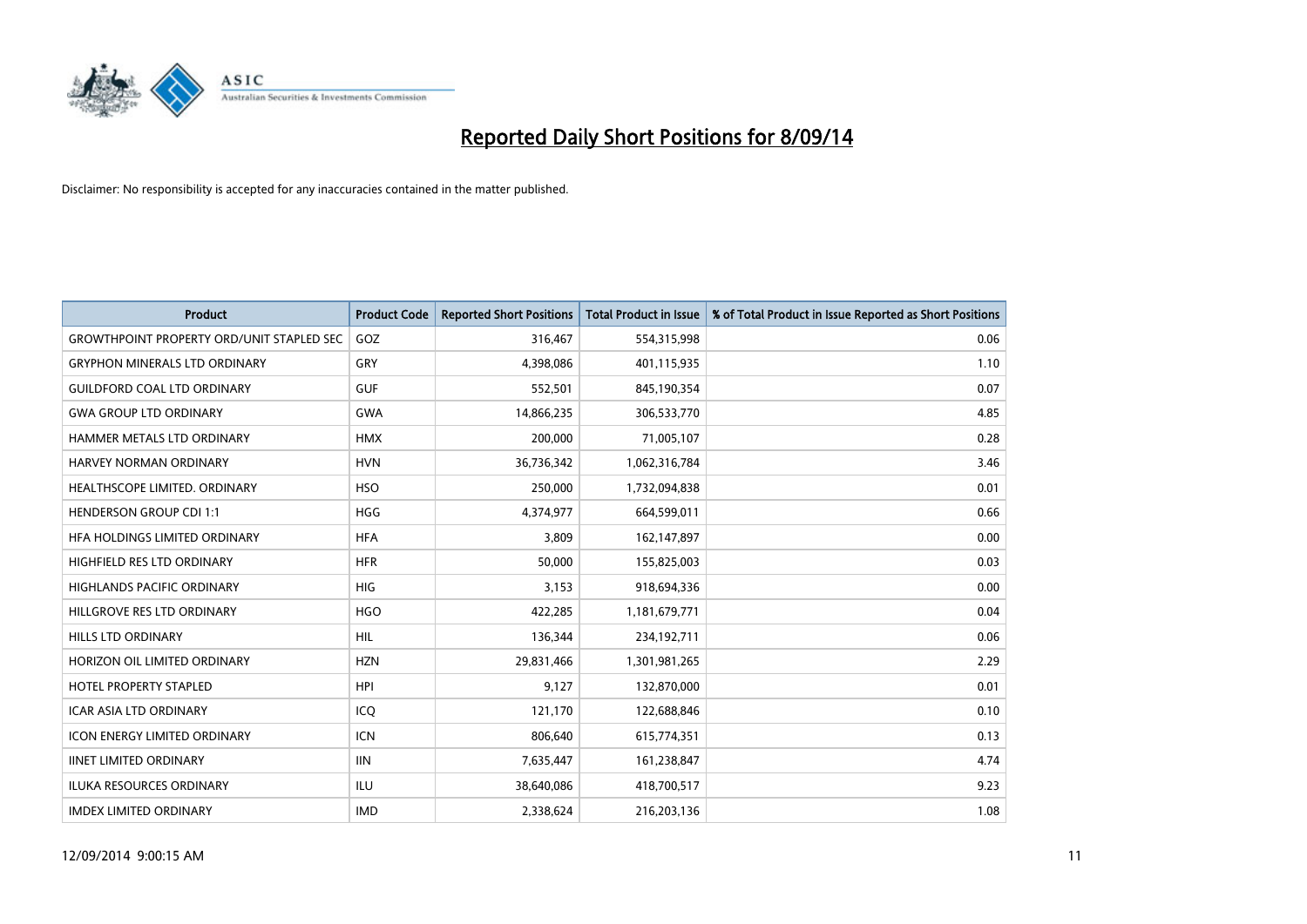# Reported Daily Short Positions for 8/09/14

Disclaimer: No responsibility is accepted for any inaccuracies contained in the matter published.

| Product | Product Code | Reported Short Positions | Total Product in Issue | % of Total Product in Issue Reported as Short Positions |
|---|---|---|---|---|
| GROWTHPOINT PROPERTY ORD/UNIT STAPLED SEC | GOZ | 316,467 | 554,315,998 | 0.06 |
| GRYPHON MINERALS LTD ORDINARY | GRY | 4,398,086 | 401,115,935 | 1.10 |
| GUILDFORD COAL LTD ORDINARY | GUF | 552,501 | 845,190,354 | 0.07 |
| GWA GROUP LTD ORDINARY | GWA | 14,866,235 | 306,533,770 | 4.85 |
| HAMMER METALS LTD ORDINARY | HMX | 200,000 | 71,005,107 | 0.28 |
| HARVEY NORMAN ORDINARY | HVN | 36,736,342 | 1,062,316,784 | 3.46 |
| HEALTHSCOPE LIMITED. ORDINARY | HSO | 250,000 | 1,732,094,838 | 0.01 |
| HENDERSON GROUP CDI 1:1 | HGG | 4,374,977 | 664,599,011 | 0.66 |
| HFA HOLDINGS LIMITED ORDINARY | HFA | 3,809 | 162,147,897 | 0.00 |
| HIGHFIELD RES LTD ORDINARY | HFR | 50,000 | 155,825,003 | 0.03 |
| HIGHLANDS PACIFIC ORDINARY | HIG | 3,153 | 918,694,336 | 0.00 |
| HILLGROVE RES LTD ORDINARY | HGO | 422,285 | 1,181,679,771 | 0.04 |
| HILLS LTD ORDINARY | HIL | 136,344 | 234,192,711 | 0.06 |
| HORIZON OIL LIMITED ORDINARY | HZN | 29,831,466 | 1,301,981,265 | 2.29 |
| HOTEL PROPERTY STAPLED | HPI | 9,127 | 132,870,000 | 0.01 |
| ICAR ASIA LTD ORDINARY | ICQ | 121,170 | 122,688,846 | 0.10 |
| ICON ENERGY LIMITED ORDINARY | ICN | 806,640 | 615,774,351 | 0.13 |
| IINET LIMITED ORDINARY | IIN | 7,635,447 | 161,238,847 | 4.74 |
| ILUKA RESOURCES ORDINARY | ILU | 38,640,086 | 418,700,517 | 9.23 |
| IMDEX LIMITED ORDINARY | IMD | 2,338,624 | 216,203,136 | 1.08 |

12/09/2014 9:00:15 AM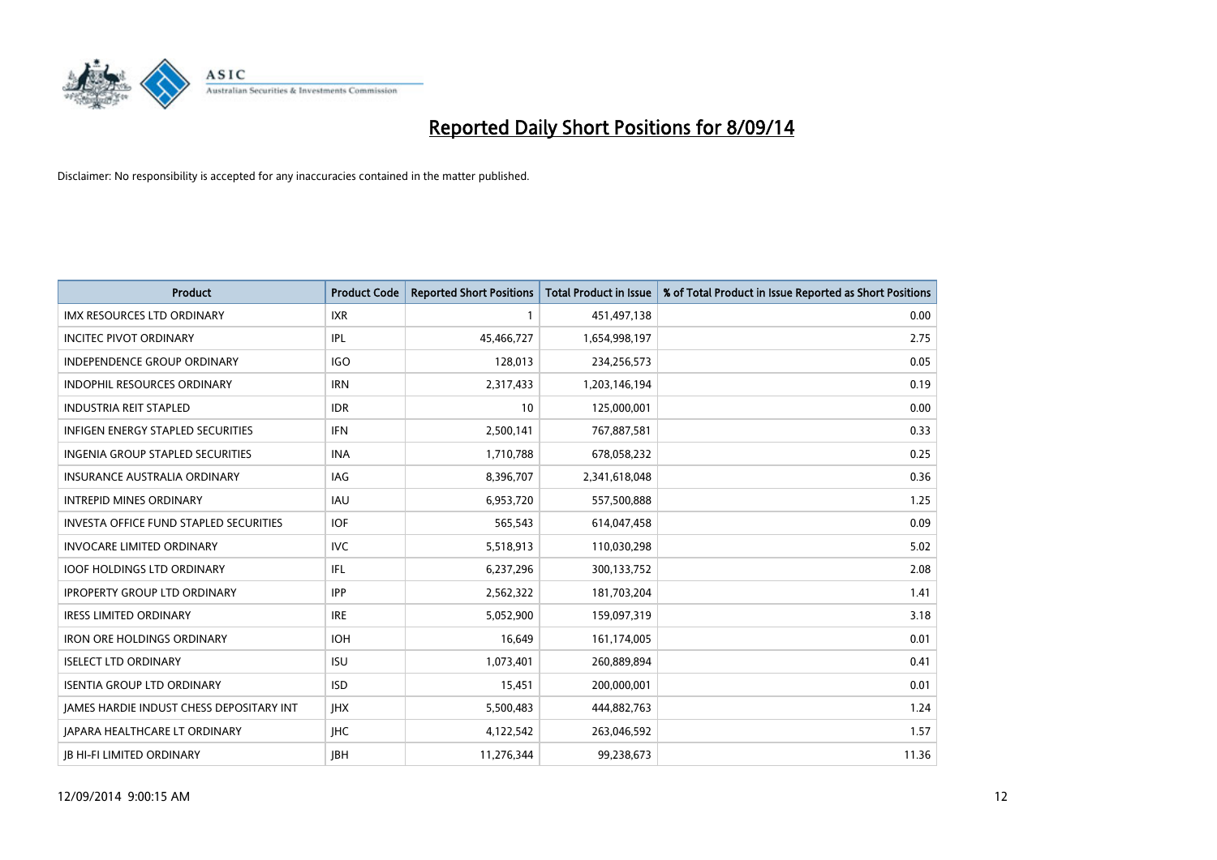# Reported Daily Short Positions for 8/09/14

Disclaimer: No responsibility is accepted for any inaccuracies contained in the matter published.

| Product | Product Code | Reported Short Positions | Total Product in Issue | % of Total Product in Issue Reported as Short Positions |
|---|---|---|---|---|
| IMX RESOURCES LTD ORDINARY | IXR | 1 | 451,497,138 | 0.00 |
| INCITEC PIVOT ORDINARY | IPL | 45,466,727 | 1,654,998,197 | 2.75 |
| INDEPENDENCE GROUP ORDINARY | IGO | 128,013 | 234,256,573 | 0.05 |
| INDOPHIL RESOURCES ORDINARY | IRN | 2,317,433 | 1,203,146,194 | 0.19 |
| INDUSTRIA REIT STAPLED | IDR | 10 | 125,000,001 | 0.00 |
| INFIGEN ENERGY STAPLED SECURITIES | IFN | 2,500,141 | 767,887,581 | 0.33 |
| INGENIA GROUP STAPLED SECURITIES | INA | 1,710,788 | 678,058,232 | 0.25 |
| INSURANCE AUSTRALIA ORDINARY | IAG | 8,396,707 | 2,341,618,048 | 0.36 |
| INTREPID MINES ORDINARY | IAU | 6,953,720 | 557,500,888 | 1.25 |
| INVESTA OFFICE FUND STAPLED SECURITIES | IOF | 565,543 | 614,047,458 | 0.09 |
| INVOCARE LIMITED ORDINARY | IVC | 5,518,913 | 110,030,298 | 5.02 |
| IOOF HOLDINGS LTD ORDINARY | IFL | 6,237,296 | 300,133,752 | 2.08 |
| IPROPERTY GROUP LTD ORDINARY | IPP | 2,562,322 | 181,703,204 | 1.41 |
| IRESS LIMITED ORDINARY | IRE | 5,052,900 | 159,097,319 | 3.18 |
| IRON ORE HOLDINGS ORDINARY | IOH | 16,649 | 161,174,005 | 0.01 |
| ISELECT LTD ORDINARY | ISU | 1,073,401 | 260,889,894 | 0.41 |
| ISENTIA GROUP LTD ORDINARY | ISD | 15,451 | 200,000,001 | 0.01 |
| JAMES HARDIE INDUST CHESS DEPOSITARY INT | JHX | 5,500,483 | 444,882,763 | 1.24 |
| JAPARA HEALTHCARE LT ORDINARY | JHC | 4,122,542 | 263,046,592 | 1.57 |
| JB HI-FI LIMITED ORDINARY | JBH | 11,276,344 | 99,238,673 | 11.36 |

12/09/2014 9:00:15 AM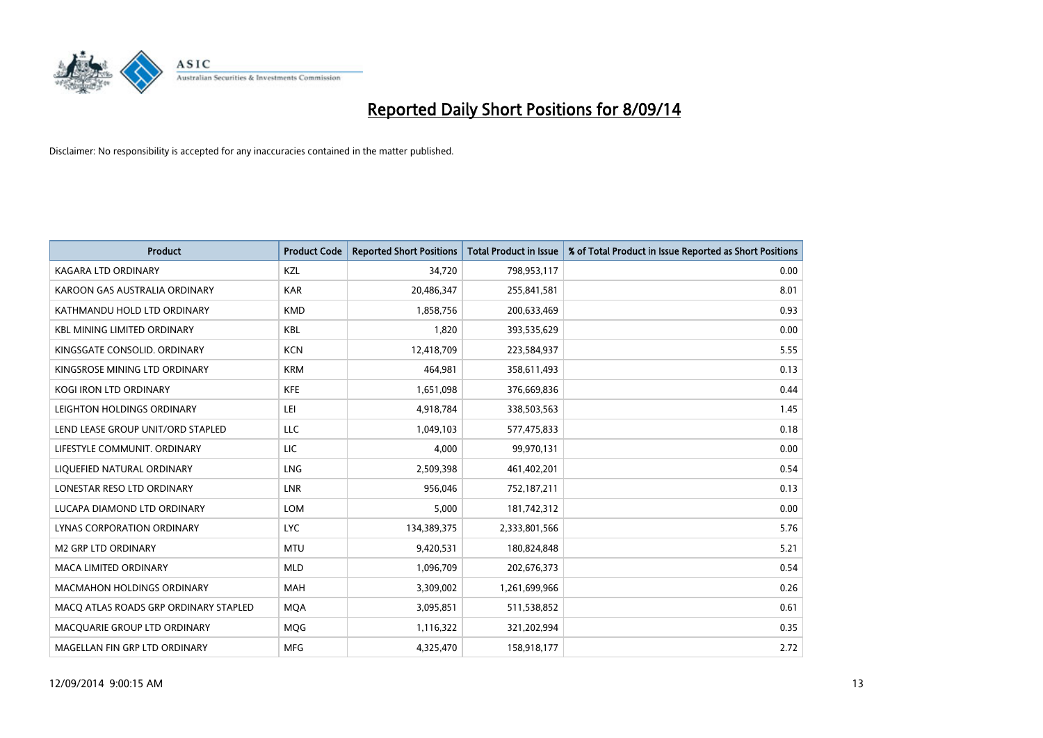# Reported Daily Short Positions for 8/09/14

Disclaimer: No responsibility is accepted for any inaccuracies contained in the matter published.

| Product | Product Code | Reported Short Positions | Total Product in Issue | % of Total Product in Issue Reported as Short Positions |
|---|---|---|---|---|
| KAGARA LTD ORDINARY | KZL | 34,720 | 798,953,117 | 0.00 |
| KAROON GAS AUSTRALIA ORDINARY | KAR | 20,486,347 | 255,841,581 | 8.01 |
| KATHMANDU HOLD LTD ORDINARY | KMD | 1,858,756 | 200,633,469 | 0.93 |
| KBL MINING LIMITED ORDINARY | KBL | 1,820 | 393,535,629 | 0.00 |
| KINGSGATE CONSOLID. ORDINARY | KCN | 12,418,709 | 223,584,937 | 5.55 |
| KINGSROSE MINING LTD ORDINARY | KRM | 464,981 | 358,611,493 | 0.13 |
| KOGI IRON LTD ORDINARY | KFE | 1,651,098 | 376,669,836 | 0.44 |
| LEIGHTON HOLDINGS ORDINARY | LEI | 4,918,784 | 338,503,563 | 1.45 |
| LEND LEASE GROUP UNIT/ORD STAPLED | LLC | 1,049,103 | 577,475,833 | 0.18 |
| LIFESTYLE COMMUNIT. ORDINARY | LIC | 4,000 | 99,970,131 | 0.00 |
| LIQUEFIED NATURAL ORDINARY | LNG | 2,509,398 | 461,402,201 | 0.54 |
| LONESTAR RESO LTD ORDINARY | LNR | 956,046 | 752,187,211 | 0.13 |
| LUCAPA DIAMOND LTD ORDINARY | LOM | 5,000 | 181,742,312 | 0.00 |
| LYNAS CORPORATION ORDINARY | LYC | 134,389,375 | 2,333,801,566 | 5.76 |
| M2 GRP LTD ORDINARY | MTU | 9,420,531 | 180,824,848 | 5.21 |
| MACA LIMITED ORDINARY | MLD | 1,096,709 | 202,676,373 | 0.54 |
| MACMAHON HOLDINGS ORDINARY | MAH | 3,309,002 | 1,261,699,966 | 0.26 |
| MACQ ATLAS ROADS GRP ORDINARY STAPLED | MQA | 3,095,851 | 511,538,852 | 0.61 |
| MACQUARIE GROUP LTD ORDINARY | MQG | 1,116,322 | 321,202,994 | 0.35 |
| MAGELLAN FIN GRP LTD ORDINARY | MFG | 4,325,470 | 158,918,177 | 2.72 |

12/09/2014 9:00:15 AM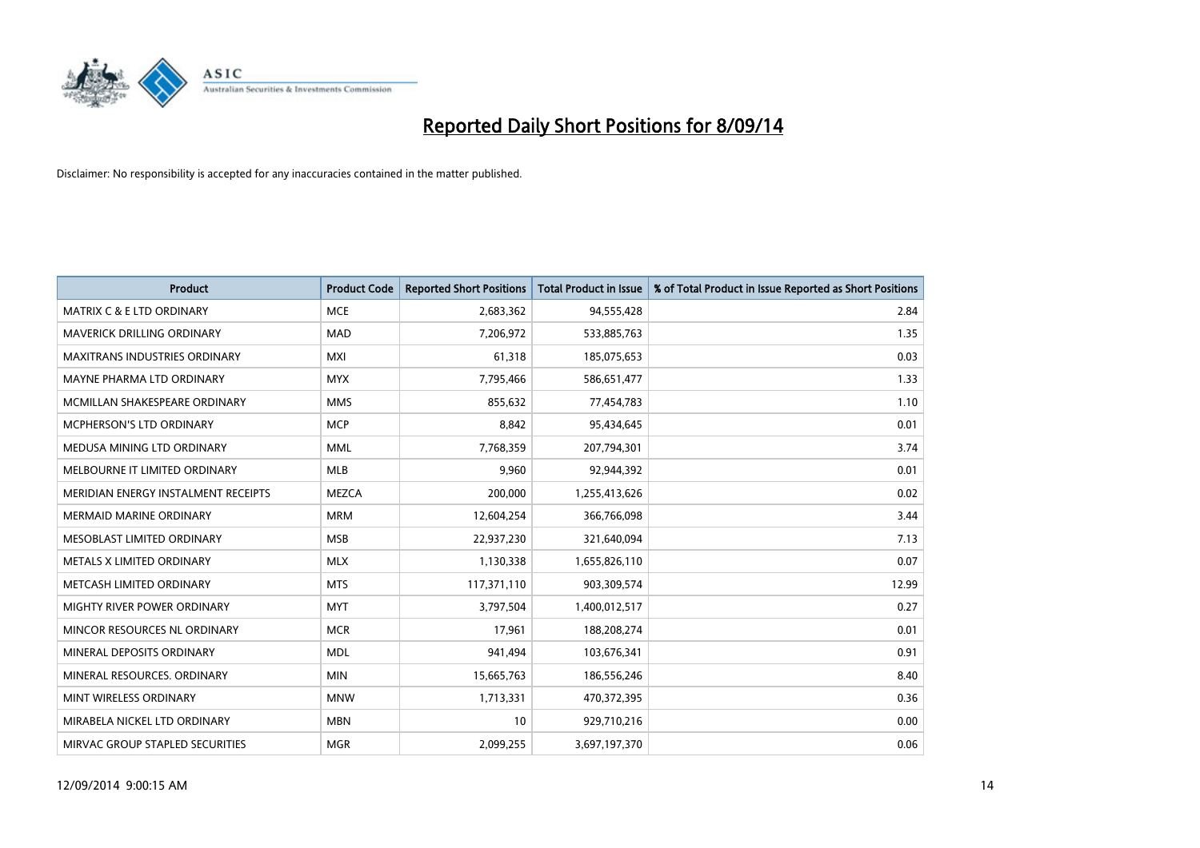# Reported Daily Short Positions for 8/09/14

Disclaimer: No responsibility is accepted for any inaccuracies contained in the matter published.

| Product | Product Code | Reported Short Positions | Total Product in Issue | % of Total Product in Issue Reported as Short Positions |
| --- | --- | --- | --- | --- |
| MATRIX C & E LTD ORDINARY | MCE | 2,683,362 | 94,555,428 | 2.84 |
| MAVERICK DRILLING ORDINARY | MAD | 7,206,972 | 533,885,763 | 1.35 |
| MAXITRANS INDUSTRIES ORDINARY | MXI | 61,318 | 185,075,653 | 0.03 |
| MAYNE PHARMA LTD ORDINARY | MYX | 7,795,466 | 586,651,477 | 1.33 |
| MCMILLAN SHAKESPEARE ORDINARY | MMS | 855,632 | 77,454,783 | 1.10 |
| MCPHERSON'S LTD ORDINARY | MCP | 8,842 | 95,434,645 | 0.01 |
| MEDUSA MINING LTD ORDINARY | MML | 7,768,359 | 207,794,301 | 3.74 |
| MELBOURNE IT LIMITED ORDINARY | MLB | 9,960 | 92,944,392 | 0.01 |
| MERIDIAN ENERGY INSTALMENT RECEIPTS | MEZCA | 200,000 | 1,255,413,626 | 0.02 |
| MERMAID MARINE ORDINARY | MRM | 12,604,254 | 366,766,098 | 3.44 |
| MESOBLAST LIMITED ORDINARY | MSB | 22,937,230 | 321,640,094 | 7.13 |
| METALS X LIMITED ORDINARY | MLX | 1,130,338 | 1,655,826,110 | 0.07 |
| METCASH LIMITED ORDINARY | MTS | 117,371,110 | 903,309,574 | 12.99 |
| MIGHTY RIVER POWER ORDINARY | MYT | 3,797,504 | 1,400,012,517 | 0.27 |
| MINCOR RESOURCES NL ORDINARY | MCR | 17,961 | 188,208,274 | 0.01 |
| MINERAL DEPOSITS ORDINARY | MDL | 941,494 | 103,676,341 | 0.91 |
| MINERAL RESOURCES. ORDINARY | MIN | 15,665,763 | 186,556,246 | 8.40 |
| MINT WIRELESS ORDINARY | MNW | 1,713,331 | 470,372,395 | 0.36 |
| MIRABELA NICKEL LTD ORDINARY | MBN | 10 | 929,710,216 | 0.00 |
| MIRVAC GROUP STAPLED SECURITIES | MGR | 2,099,255 | 3,697,197,370 | 0.06 |

12/09/2014 9:00:15 AM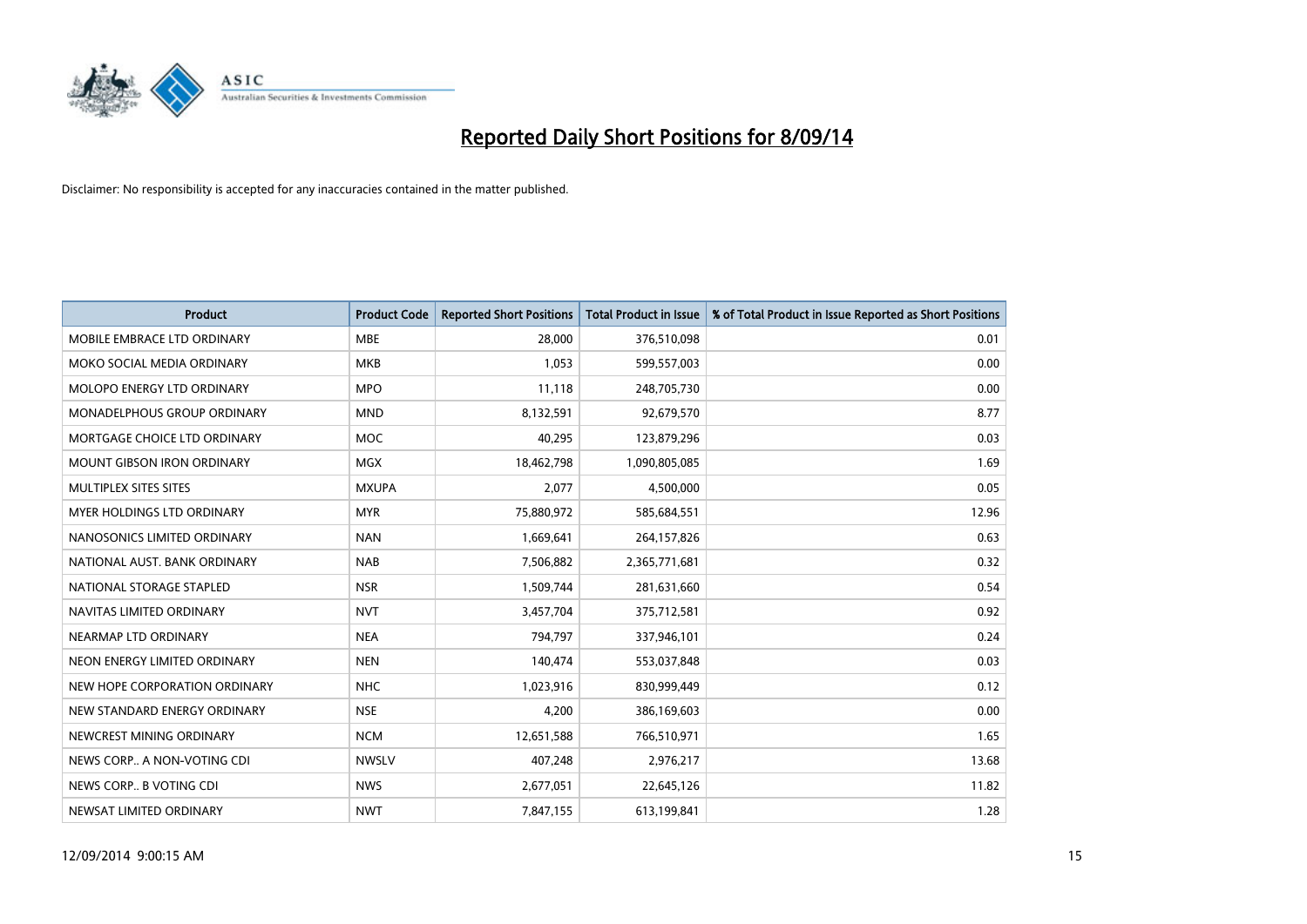# Reported Daily Short Positions for 8/09/14

Disclaimer: No responsibility is accepted for any inaccuracies contained in the matter published.

| Product | Product Code | Reported Short Positions | Total Product in Issue | % of Total Product in Issue Reported as Short Positions |
|---|---|---|---|---|
| MOBILE EMBRACE LTD ORDINARY | MBE | 28,000 | 376,510,098 | 0.01 |
| MOKO SOCIAL MEDIA ORDINARY | MKB | 1,053 | 599,557,003 | 0.00 |
| MOLOPO ENERGY LTD ORDINARY | MPO | 11,118 | 248,705,730 | 0.00 |
| MONADELPHOUS GROUP ORDINARY | MND | 8,132,591 | 92,679,570 | 8.77 |
| MORTGAGE CHOICE LTD ORDINARY | MOC | 40,295 | 123,879,296 | 0.03 |
| MOUNT GIBSON IRON ORDINARY | MGX | 18,462,798 | 1,090,805,085 | 1.69 |
| MULTIPLEX SITES SITES | MXUPA | 2,077 | 4,500,000 | 0.05 |
| MYER HOLDINGS LTD ORDINARY | MYR | 75,880,972 | 585,684,551 | 12.96 |
| NANOSONICS LIMITED ORDINARY | NAN | 1,669,641 | 264,157,826 | 0.63 |
| NATIONAL AUST. BANK ORDINARY | NAB | 7,506,882 | 2,365,771,681 | 0.32 |
| NATIONAL STORAGE STAPLED | NSR | 1,509,744 | 281,631,660 | 0.54 |
| NAVITAS LIMITED ORDINARY | NVT | 3,457,704 | 375,712,581 | 0.92 |
| NEARMAP LTD ORDINARY | NEA | 794,797 | 337,946,101 | 0.24 |
| NEON ENERGY LIMITED ORDINARY | NEN | 140,474 | 553,037,848 | 0.03 |
| NEW HOPE CORPORATION ORDINARY | NHC | 1,023,916 | 830,999,449 | 0.12 |
| NEW STANDARD ENERGY ORDINARY | NSE | 4,200 | 386,169,603 | 0.00 |
| NEWCREST MINING ORDINARY | NCM | 12,651,588 | 766,510,971 | 1.65 |
| NEWS CORP.. A NON-VOTING CDI | NWSLV | 407,248 | 2,976,217 | 13.68 |
| NEWS CORP.. B VOTING CDI | NWS | 2,677,051 | 22,645,126 | 11.82 |
| NEWSAT LIMITED ORDINARY | NWT | 7,847,155 | 613,199,841 | 1.28 |

12/09/2014 9:00:15 AM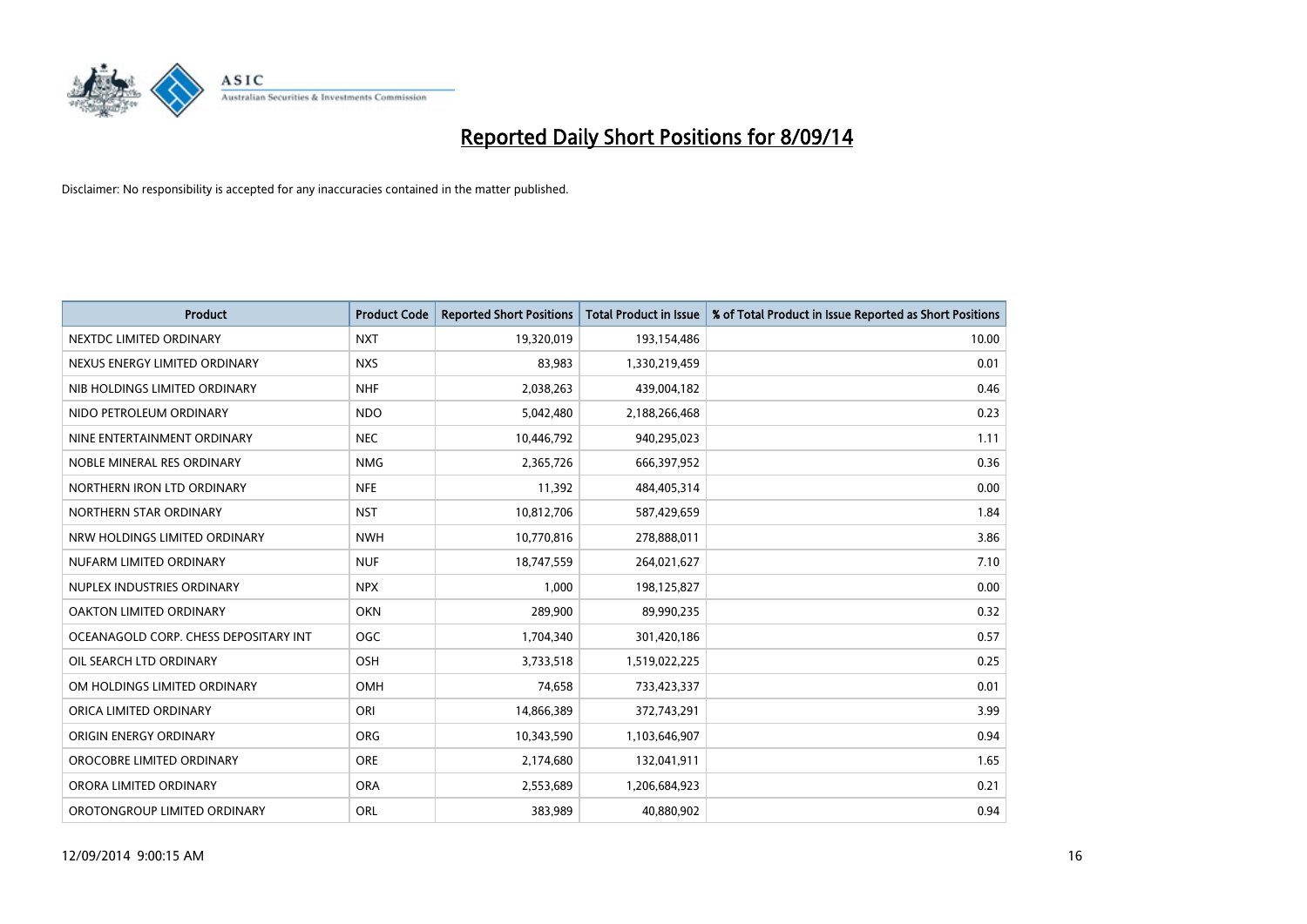# Reported Daily Short Positions for 8/09/14

Disclaimer: No responsibility is accepted for any inaccuracies contained in the matter published.

| Product | Product Code | Reported Short Positions | Total Product in Issue | % of Total Product in Issue Reported as Short Positions |
|---|---|---|---|---|
| NEXTDC LIMITED ORDINARY | NXT | 19,320,019 | 193,154,486 | 10.00 |
| NEXUS ENERGY LIMITED ORDINARY | NXS | 83,983 | 1,330,219,459 | 0.01 |
| NIB HOLDINGS LIMITED ORDINARY | NHF | 2,038,263 | 439,004,182 | 0.46 |
| NIDO PETROLEUM ORDINARY | NDO | 5,042,480 | 2,188,266,468 | 0.23 |
| NINE ENTERTAINMENT ORDINARY | NEC | 10,446,792 | 940,295,023 | 1.11 |
| NOBLE MINERAL RES ORDINARY | NMG | 2,365,726 | 666,397,952 | 0.36 |
| NORTHERN IRON LTD ORDINARY | NFE | 11,392 | 484,405,314 | 0.00 |
| NORTHERN STAR ORDINARY | NST | 10,812,706 | 587,429,659 | 1.84 |
| NRW HOLDINGS LIMITED ORDINARY | NWH | 10,770,816 | 278,888,011 | 3.86 |
| NUFARM LIMITED ORDINARY | NUF | 18,747,559 | 264,021,627 | 7.10 |
| NUPLEX INDUSTRIES ORDINARY | NPX | 1,000 | 198,125,827 | 0.00 |
| OAKTON LIMITED ORDINARY | OKN | 289,900 | 89,990,235 | 0.32 |
| OCEANAGOLD CORP. CHESS DEPOSITARY INT | OGC | 1,704,340 | 301,420,186 | 0.57 |
| OIL SEARCH LTD ORDINARY | OSH | 3,733,518 | 1,519,022,225 | 0.25 |
| OM HOLDINGS LIMITED ORDINARY | OMH | 74,658 | 733,423,337 | 0.01 |
| ORICA LIMITED ORDINARY | ORI | 14,866,389 | 372,743,291 | 3.99 |
| ORIGIN ENERGY ORDINARY | ORG | 10,343,590 | 1,103,646,907 | 0.94 |
| OROCOBRE LIMITED ORDINARY | ORE | 2,174,680 | 132,041,911 | 1.65 |
| ORORA LIMITED ORDINARY | ORA | 2,553,689 | 1,206,684,923 | 0.21 |
| OROTONGROUP LIMITED ORDINARY | ORL | 383,989 | 40,880,902 | 0.94 |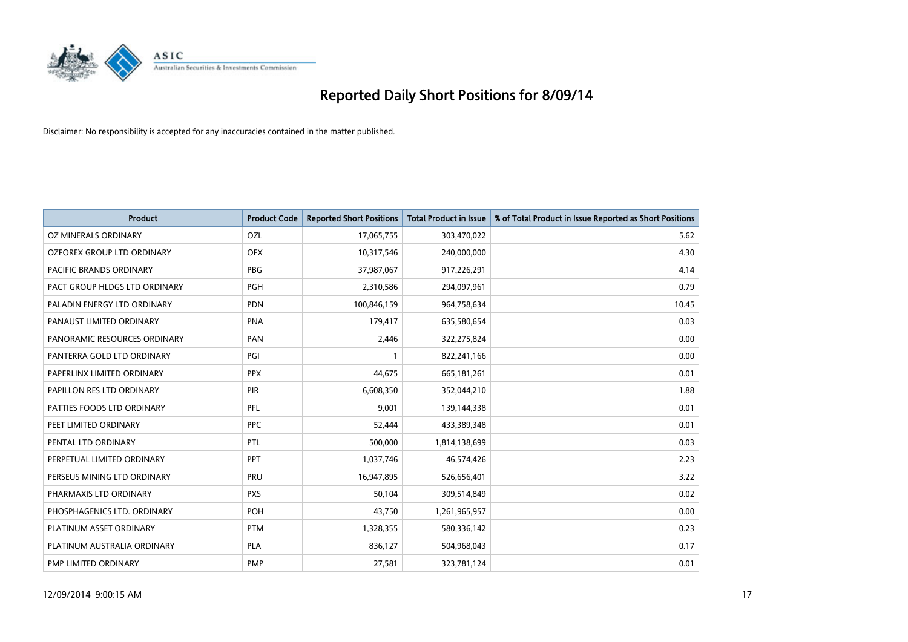# Reported Daily Short Positions for 8/09/14

Disclaimer: No responsibility is accepted for any inaccuracies contained in the matter published.

| Product | Product Code | Reported Short Positions | Total Product in Issue | % of Total Product in Issue Reported as Short Positions |
|---|---|---|---|---|
| OZ MINERALS ORDINARY | OZL | 17,065,755 | 303,470,022 | 5.62 |
| OZFOREX GROUP LTD ORDINARY | OFX | 10,317,546 | 240,000,000 | 4.30 |
| PACIFIC BRANDS ORDINARY | PBG | 37,987,067 | 917,226,291 | 4.14 |
| PACT GROUP HLDGS LTD ORDINARY | PGH | 2,310,586 | 294,097,961 | 0.79 |
| PALADIN ENERGY LTD ORDINARY | PDN | 100,846,159 | 964,758,634 | 10.45 |
| PANAUST LIMITED ORDINARY | PNA | 179,417 | 635,580,654 | 0.03 |
| PANORAMIC RESOURCES ORDINARY | PAN | 2,446 | 322,275,824 | 0.00 |
| PANTERRA GOLD LTD ORDINARY | PGI | 1 | 822,241,166 | 0.00 |
| PAPERLINX LIMITED ORDINARY | PPX | 44,675 | 665,181,261 | 0.01 |
| PAPILLON RES LTD ORDINARY | PIR | 6,608,350 | 352,044,210 | 1.88 |
| PATTIES FOODS LTD ORDINARY | PFL | 9,001 | 139,144,338 | 0.01 |
| PEET LIMITED ORDINARY | PPC | 52,444 | 433,389,348 | 0.01 |
| PENTAL LTD ORDINARY | PTL | 500,000 | 1,814,138,699 | 0.03 |
| PERPETUAL LIMITED ORDINARY | PPT | 1,037,746 | 46,574,426 | 2.23 |
| PERSEUS MINING LTD ORDINARY | PRU | 16,947,895 | 526,656,401 | 3.22 |
| PHARMAXIS LTD ORDINARY | PXS | 50,104 | 309,514,849 | 0.02 |
| PHOSPHAGENICS LTD. ORDINARY | POH | 43,750 | 1,261,965,957 | 0.00 |
| PLATINUM ASSET ORDINARY | PTM | 1,328,355 | 580,336,142 | 0.23 |
| PLATINUM AUSTRALIA ORDINARY | PLA | 836,127 | 504,968,043 | 0.17 |
| PMP LIMITED ORDINARY | PMP | 27,581 | 323,781,124 | 0.01 |

12/09/2014 9:00:15 AM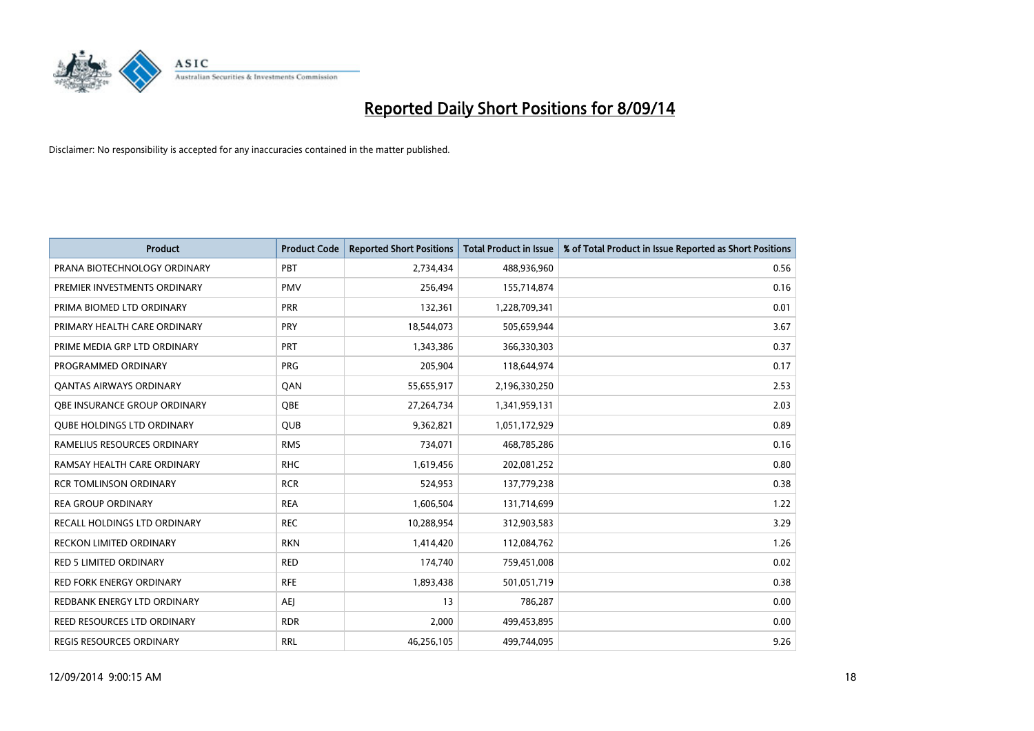# Reported Daily Short Positions for 8/09/14

Disclaimer: No responsibility is accepted for any inaccuracies contained in the matter published.

| Product | Product Code | Reported Short Positions | Total Product in Issue | % of Total Product in Issue Reported as Short Positions |
|---|---|---|---|---|
| PRANA BIOTECHNOLOGY ORDINARY | PBT | 2,734,434 | 488,936,960 | 0.56 |
| PREMIER INVESTMENTS ORDINARY | PMV | 256,494 | 155,714,874 | 0.16 |
| PRIMA BIOMED LTD ORDINARY | PRR | 132,361 | 1,228,709,341 | 0.01 |
| PRIMARY HEALTH CARE ORDINARY | PRY | 18,544,073 | 505,659,944 | 3.67 |
| PRIME MEDIA GRP LTD ORDINARY | PRT | 1,343,386 | 366,330,303 | 0.37 |
| PROGRAMMED ORDINARY | PRG | 205,904 | 118,644,974 | 0.17 |
| QANTAS AIRWAYS ORDINARY | QAN | 55,655,917 | 2,196,330,250 | 2.53 |
| QBE INSURANCE GROUP ORDINARY | QBE | 27,264,734 | 1,341,959,131 | 2.03 |
| QUBE HOLDINGS LTD ORDINARY | QUB | 9,362,821 | 1,051,172,929 | 0.89 |
| RAMELIUS RESOURCES ORDINARY | RMS | 734,071 | 468,785,286 | 0.16 |
| RAMSAY HEALTH CARE ORDINARY | RHC | 1,619,456 | 202,081,252 | 0.80 |
| RCR TOMLINSON ORDINARY | RCR | 524,953 | 137,779,238 | 0.38 |
| REA GROUP ORDINARY | REA | 1,606,504 | 131,714,699 | 1.22 |
| RECALL HOLDINGS LTD ORDINARY | REC | 10,288,954 | 312,903,583 | 3.29 |
| RECKON LIMITED ORDINARY | RKN | 1,414,420 | 112,084,762 | 1.26 |
| RED 5 LIMITED ORDINARY | RED | 174,740 | 759,451,008 | 0.02 |
| RED FORK ENERGY ORDINARY | RFE | 1,893,438 | 501,051,719 | 0.38 |
| REDBANK ENERGY LTD ORDINARY | AEJ | 13 | 786,287 | 0.00 |
| REED RESOURCES LTD ORDINARY | RDR | 2,000 | 499,453,895 | 0.00 |
| REGIS RESOURCES ORDINARY | RRL | 46,256,105 | 499,744,095 | 9.26 |

12/09/2014 9:00:15 AM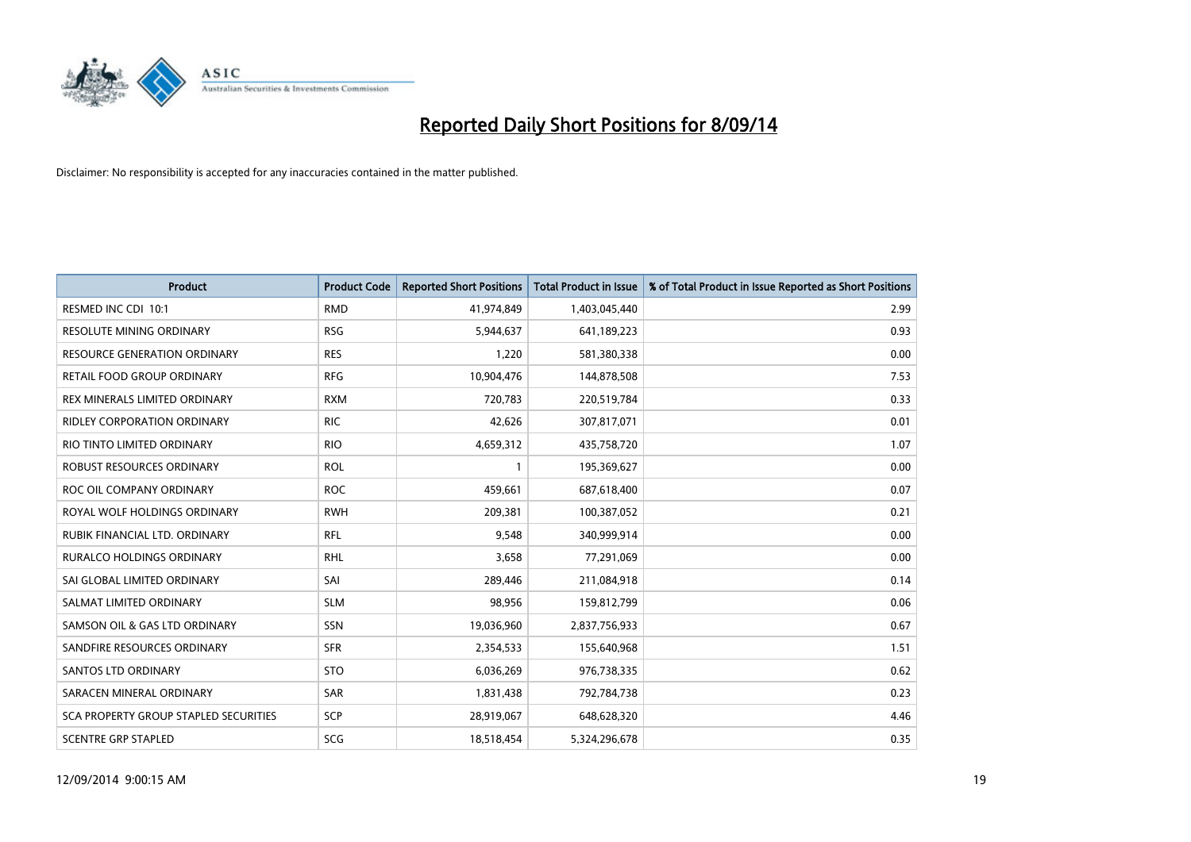# Reported Daily Short Positions for 8/09/14

Disclaimer: No responsibility is accepted for any inaccuracies contained in the matter published.

| Product | Product Code | Reported Short Positions | Total Product in Issue | % of Total Product in Issue Reported as Short Positions |
|---|---|---|---|---|
| RESMED INC CDI 10:1 | RMD | 41,974,849 | 1,403,045,440 | 2.99 |
| RESOLUTE MINING ORDINARY | RSG | 5,944,637 | 641,189,223 | 0.93 |
| RESOURCE GENERATION ORDINARY | RES | 1,220 | 581,380,338 | 0.00 |
| RETAIL FOOD GROUP ORDINARY | RFG | 10,904,476 | 144,878,508 | 7.53 |
| REX MINERALS LIMITED ORDINARY | RXM | 720,783 | 220,519,784 | 0.33 |
| RIDLEY CORPORATION ORDINARY | RIC | 42,626 | 307,817,071 | 0.01 |
| RIO TINTO LIMITED ORDINARY | RIO | 4,659,312 | 435,758,720 | 1.07 |
| ROBUST RESOURCES ORDINARY | ROL | 1 | 195,369,627 | 0.00 |
| ROC OIL COMPANY ORDINARY | ROC | 459,661 | 687,618,400 | 0.07 |
| ROYAL WOLF HOLDINGS ORDINARY | RWH | 209,381 | 100,387,052 | 0.21 |
| RUBIK FINANCIAL LTD. ORDINARY | RFL | 9,548 | 340,999,914 | 0.00 |
| RURALCO HOLDINGS ORDINARY | RHL | 3,658 | 77,291,069 | 0.00 |
| SAI GLOBAL LIMITED ORDINARY | SAI | 289,446 | 211,084,918 | 0.14 |
| SALMAT LIMITED ORDINARY | SLM | 98,956 | 159,812,799 | 0.06 |
| SAMSON OIL & GAS LTD ORDINARY | SSN | 19,036,960 | 2,837,756,933 | 0.67 |
| SANDFIRE RESOURCES ORDINARY | SFR | 2,354,533 | 155,640,968 | 1.51 |
| SANTOS LTD ORDINARY | STO | 6,036,269 | 976,738,335 | 0.62 |
| SARACEN MINERAL ORDINARY | SAR | 1,831,438 | 792,784,738 | 0.23 |
| SCA PROPERTY GROUP STAPLED SECURITIES | SCP | 28,919,067 | 648,628,320 | 4.46 |
| SCENTRE GRP STAPLED | SCG | 18,518,454 | 5,324,296,678 | 0.35 |

12/09/2014 9:00:15 AM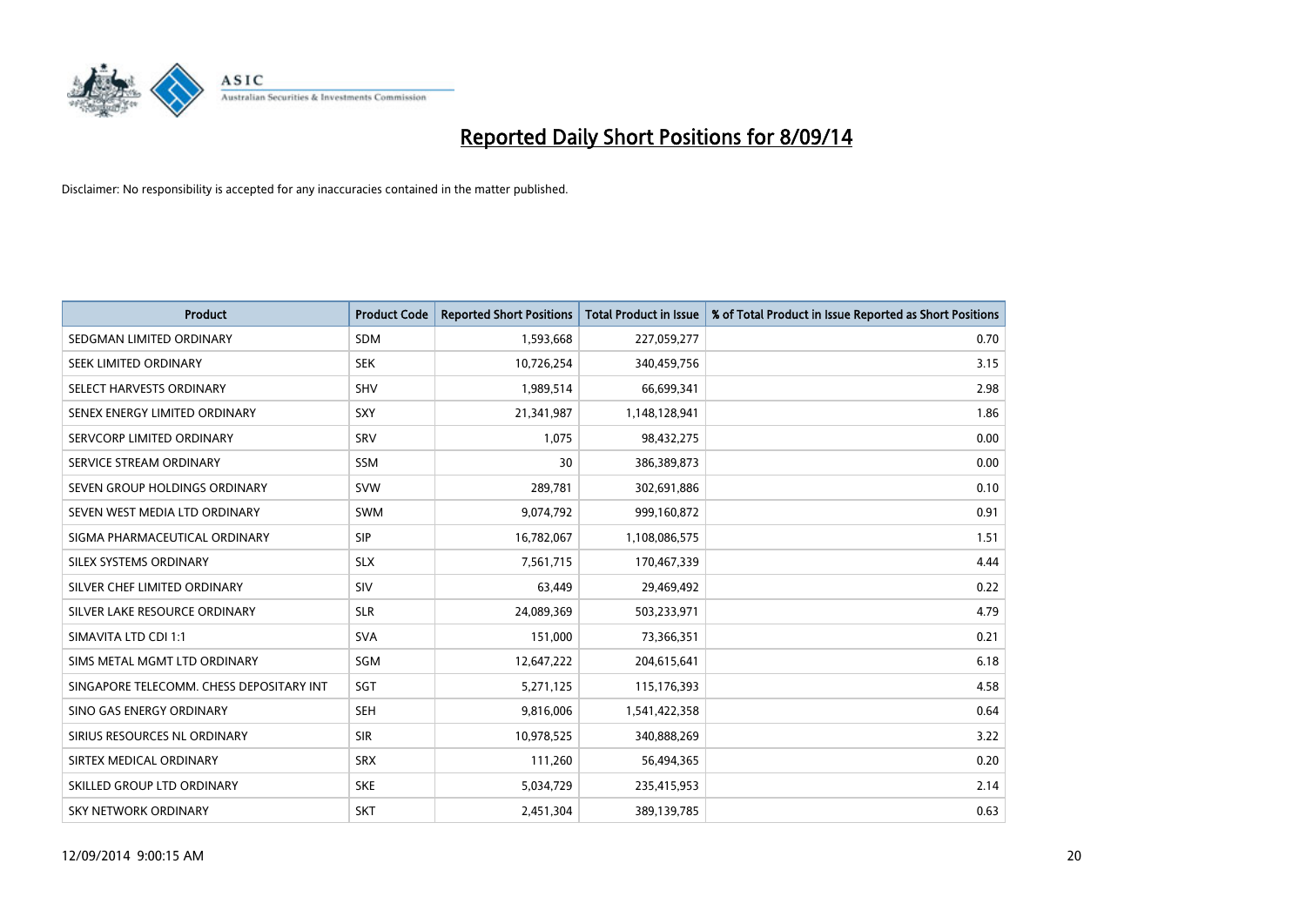# Reported Daily Short Positions for 8/09/14

Disclaimer: No responsibility is accepted for any inaccuracies contained in the matter published.

| Product | Product Code | Reported Short Positions | Total Product in Issue | % of Total Product in Issue Reported as Short Positions |
|---|---|---|---|---|
| SEDGMAN LIMITED ORDINARY | SDM | 1,593,668 | 227,059,277 | 0.70 |
| SEEK LIMITED ORDINARY | SEK | 10,726,254 | 340,459,756 | 3.15 |
| SELECT HARVESTS ORDINARY | SHV | 1,989,514 | 66,699,341 | 2.98 |
| SENEX ENERGY LIMITED ORDINARY | SXY | 21,341,987 | 1,148,128,941 | 1.86 |
| SERVCORP LIMITED ORDINARY | SRV | 1,075 | 98,432,275 | 0.00 |
| SERVICE STREAM ORDINARY | SSM | 30 | 386,389,873 | 0.00 |
| SEVEN GROUP HOLDINGS ORDINARY | SVW | 289,781 | 302,691,886 | 0.10 |
| SEVEN WEST MEDIA LTD ORDINARY | SWM | 9,074,792 | 999,160,872 | 0.91 |
| SIGMA PHARMACEUTICAL ORDINARY | SIP | 16,782,067 | 1,108,086,575 | 1.51 |
| SILEX SYSTEMS ORDINARY | SLX | 7,561,715 | 170,467,339 | 4.44 |
| SILVER CHEF LIMITED ORDINARY | SIV | 63,449 | 29,469,492 | 0.22 |
| SILVER LAKE RESOURCE ORDINARY | SLR | 24,089,369 | 503,233,971 | 4.79 |
| SIMAVITA LTD CDI 1:1 | SVA | 151,000 | 73,366,351 | 0.21 |
| SIMS METAL MGMT LTD ORDINARY | SGM | 12,647,222 | 204,615,641 | 6.18 |
| SINGAPORE TELECOMM. CHESS DEPOSITARY INT | SGT | 5,271,125 | 115,176,393 | 4.58 |
| SINO GAS ENERGY ORDINARY | SEH | 9,816,006 | 1,541,422,358 | 0.64 |
| SIRIUS RESOURCES NL ORDINARY | SIR | 10,978,525 | 340,888,269 | 3.22 |
| SIRTEX MEDICAL ORDINARY | SRX | 111,260 | 56,494,365 | 0.20 |
| SKILLED GROUP LTD ORDINARY | SKE | 5,034,729 | 235,415,953 | 2.14 |
| SKY NETWORK ORDINARY | SKT | 2,451,304 | 389,139,785 | 0.63 |

12/09/2014 9:00:15 AM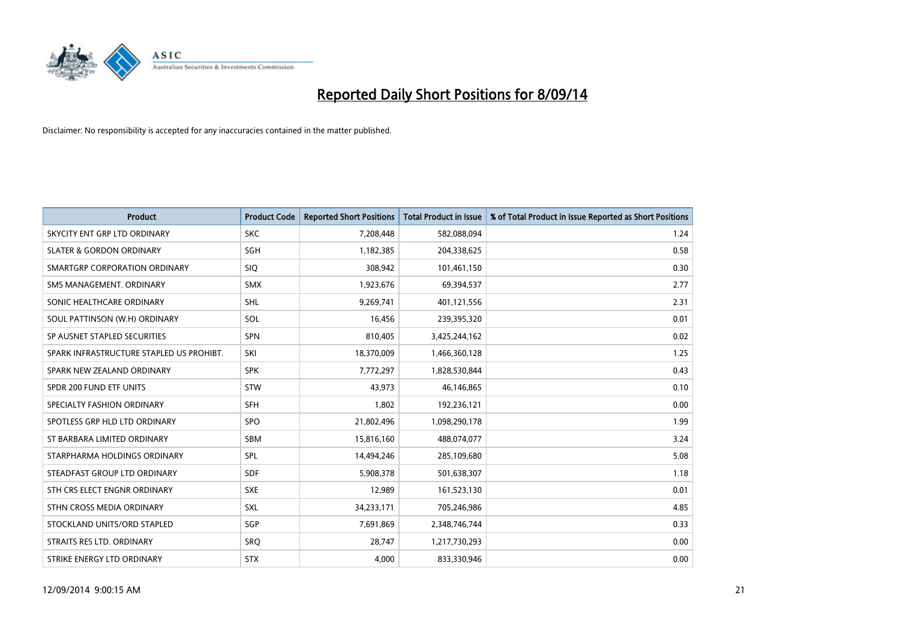# Reported Daily Short Positions for 8/09/14

Disclaimer: No responsibility is accepted for any inaccuracies contained in the matter published.

| Product | Product Code | Reported Short Positions | Total Product in Issue | % of Total Product in Issue Reported as Short Positions |
|---|---|---|---|---|
| SKYCITY ENT GRP LTD ORDINARY | SKC | 7,208,448 | 582,088,094 | 1.24 |
| SLATER & GORDON ORDINARY | SGH | 1,182,385 | 204,338,625 | 0.58 |
| SMARTGRP CORPORATION ORDINARY | SIQ | 308,942 | 101,461,150 | 0.30 |
| SMS MANAGEMENT. ORDINARY | SMX | 1,923,676 | 69,394,537 | 2.77 |
| SONIC HEALTHCARE ORDINARY | SHL | 9,269,741 | 401,121,556 | 2.31 |
| SOUL PATTINSON (W.H) ORDINARY | SOL | 16,456 | 239,395,320 | 0.01 |
| SP AUSNET STAPLED SECURITIES | SPN | 810,405 | 3,425,244,162 | 0.02 |
| SPARK INFRASTRUCTURE STAPLED US PROHIBT. | SKI | 18,370,009 | 1,466,360,128 | 1.25 |
| SPARK NEW ZEALAND ORDINARY | SPK | 7,772,297 | 1,828,530,844 | 0.43 |
| SPDR 200 FUND ETF UNITS | STW | 43,973 | 46,146,865 | 0.10 |
| SPECIALTY FASHION ORDINARY | SFH | 1,802 | 192,236,121 | 0.00 |
| SPOTLESS GRP HLD LTD ORDINARY | SPO | 21,802,496 | 1,098,290,178 | 1.99 |
| ST BARBARA LIMITED ORDINARY | SBM | 15,816,160 | 488,074,077 | 3.24 |
| STARPHARMA HOLDINGS ORDINARY | SPL | 14,494,246 | 285,109,680 | 5.08 |
| STEADFAST GROUP LTD ORDINARY | SDF | 5,908,378 | 501,638,307 | 1.18 |
| STH CRS ELECT ENGNR ORDINARY | SXE | 12,989 | 161,523,130 | 0.01 |
| STHN CROSS MEDIA ORDINARY | SXL | 34,233,171 | 705,246,986 | 4.85 |
| STOCKLAND UNITS/ORD STAPLED | SGP | 7,691,869 | 2,348,746,744 | 0.33 |
| STRAITS RES LTD. ORDINARY | SRQ | 28,747 | 1,217,730,293 | 0.00 |
| STRIKE ENERGY LTD ORDINARY | STX | 4,000 | 833,330,946 | 0.00 |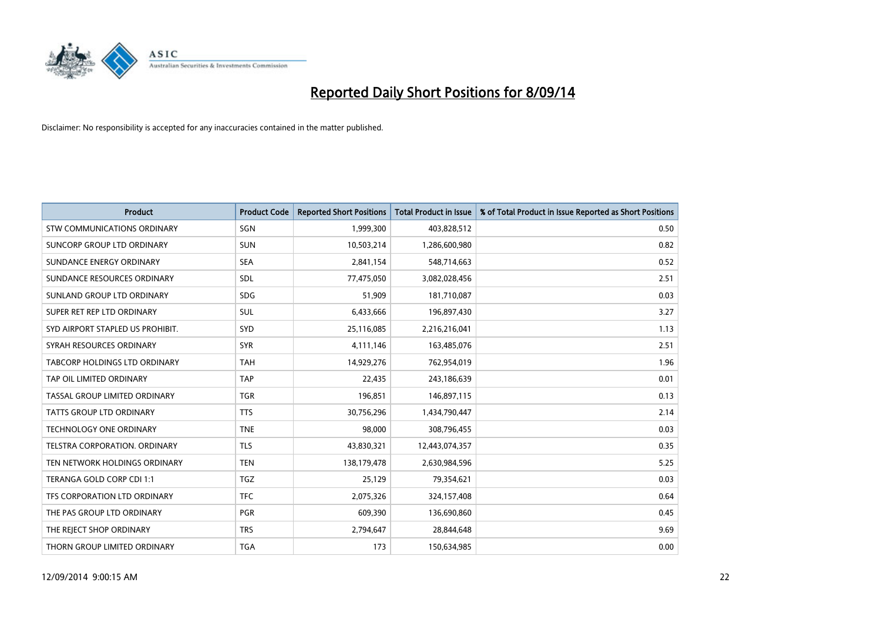# Reported Daily Short Positions for 8/09/14

Disclaimer: No responsibility is accepted for any inaccuracies contained in the matter published.

| Product | Product Code | Reported Short Positions | Total Product in Issue | % of Total Product in Issue Reported as Short Positions |
| --- | --- | --- | --- | --- |
| STW COMMUNICATIONS ORDINARY | SGN | 1,999,300 | 403,828,512 | 0.50 |
| SUNCORP GROUP LTD ORDINARY | SUN | 10,503,214 | 1,286,600,980 | 0.82 |
| SUNDANCE ENERGY ORDINARY | SEA | 2,841,154 | 548,714,663 | 0.52 |
| SUNDANCE RESOURCES ORDINARY | SDL | 77,475,050 | 3,082,028,456 | 2.51 |
| SUNLAND GROUP LTD ORDINARY | SDG | 51,909 | 181,710,087 | 0.03 |
| SUPER RET REP LTD ORDINARY | SUL | 6,433,666 | 196,897,430 | 3.27 |
| SYD AIRPORT STAPLED US PROHIBIT. | SYD | 25,116,085 | 2,216,216,041 | 1.13 |
| SYRAH RESOURCES ORDINARY | SYR | 4,111,146 | 163,485,076 | 2.51 |
| TABCORP HOLDINGS LTD ORDINARY | TAH | 14,929,276 | 762,954,019 | 1.96 |
| TAP OIL LIMITED ORDINARY | TAP | 22,435 | 243,186,639 | 0.01 |
| TASSAL GROUP LIMITED ORDINARY | TGR | 196,851 | 146,897,115 | 0.13 |
| TATTS GROUP LTD ORDINARY | TTS | 30,756,296 | 1,434,790,447 | 2.14 |
| TECHNOLOGY ONE ORDINARY | TNE | 98,000 | 308,796,455 | 0.03 |
| TELSTRA CORPORATION. ORDINARY | TLS | 43,830,321 | 12,443,074,357 | 0.35 |
| TEN NETWORK HOLDINGS ORDINARY | TEN | 138,179,478 | 2,630,984,596 | 5.25 |
| TERANGA GOLD CORP CDI 1:1 | TGZ | 25,129 | 79,354,621 | 0.03 |
| TFS CORPORATION LTD ORDINARY | TFC | 2,075,326 | 324,157,408 | 0.64 |
| THE PAS GROUP LTD ORDINARY | PGR | 609,390 | 136,690,860 | 0.45 |
| THE REJECT SHOP ORDINARY | TRS | 2,794,647 | 28,844,648 | 9.69 |
| THORN GROUP LIMITED ORDINARY | TGA | 173 | 150,634,985 | 0.00 |

12/09/2014 9:00:15 AM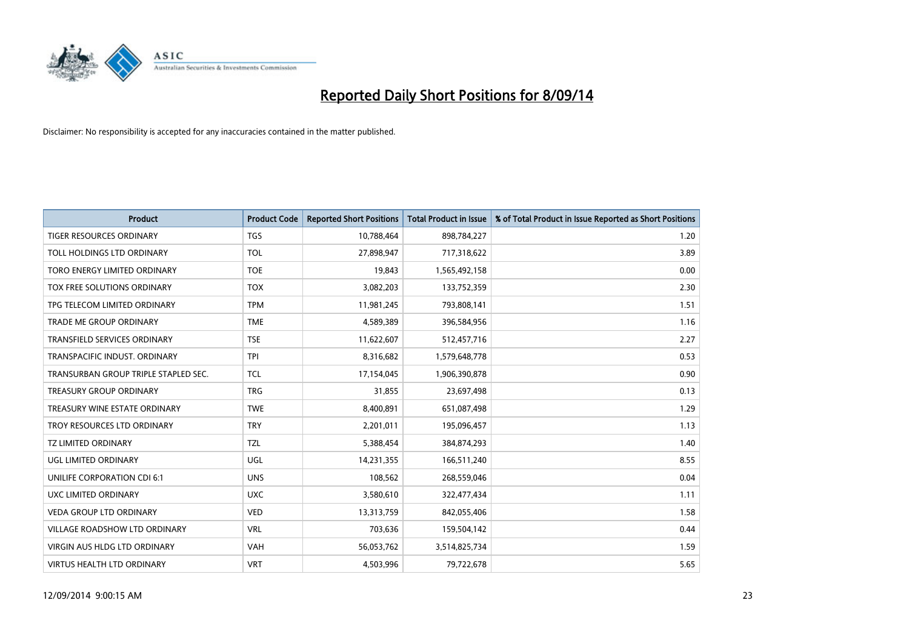# Reported Daily Short Positions for 8/09/14

Disclaimer: No responsibility is accepted for any inaccuracies contained in the matter published.

| Product | Product Code | Reported Short Positions | Total Product in Issue | % of Total Product in Issue Reported as Short Positions |
|---|---|---|---|---|
| TIGER RESOURCES ORDINARY | TGS | 10,788,464 | 898,784,227 | 1.20 |
| TOLL HOLDINGS LTD ORDINARY | TOL | 27,898,947 | 717,318,622 | 3.89 |
| TORO ENERGY LIMITED ORDINARY | TOE | 19,843 | 1,565,492,158 | 0.00 |
| TOX FREE SOLUTIONS ORDINARY | TOX | 3,082,203 | 133,752,359 | 2.30 |
| TPG TELECOM LIMITED ORDINARY | TPM | 11,981,245 | 793,808,141 | 1.51 |
| TRADE ME GROUP ORDINARY | TME | 4,589,389 | 396,584,956 | 1.16 |
| TRANSFIELD SERVICES ORDINARY | TSE | 11,622,607 | 512,457,716 | 2.27 |
| TRANSPACIFIC INDUST. ORDINARY | TPI | 8,316,682 | 1,579,648,778 | 0.53 |
| TRANSURBAN GROUP TRIPLE STAPLED SEC. | TCL | 17,154,045 | 1,906,390,878 | 0.90 |
| TREASURY GROUP ORDINARY | TRG | 31,855 | 23,697,498 | 0.13 |
| TREASURY WINE ESTATE ORDINARY | TWE | 8,400,891 | 651,087,498 | 1.29 |
| TROY RESOURCES LTD ORDINARY | TRY | 2,201,011 | 195,096,457 | 1.13 |
| TZ LIMITED ORDINARY | TZL | 5,388,454 | 384,874,293 | 1.40 |
| UGL LIMITED ORDINARY | UGL | 14,231,355 | 166,511,240 | 8.55 |
| UNILIFE CORPORATION CDI 6:1 | UNS | 108,562 | 268,559,046 | 0.04 |
| UXC LIMITED ORDINARY | UXC | 3,580,610 | 322,477,434 | 1.11 |
| VEDA GROUP LTD ORDINARY | VED | 13,313,759 | 842,055,406 | 1.58 |
| VILLAGE ROADSHOW LTD ORDINARY | VRL | 703,636 | 159,504,142 | 0.44 |
| VIRGIN AUS HLDG LTD ORDINARY | VAH | 56,053,762 | 3,514,825,734 | 1.59 |
| VIRTUS HEALTH LTD ORDINARY | VRT | 4,503,996 | 79,722,678 | 5.65 |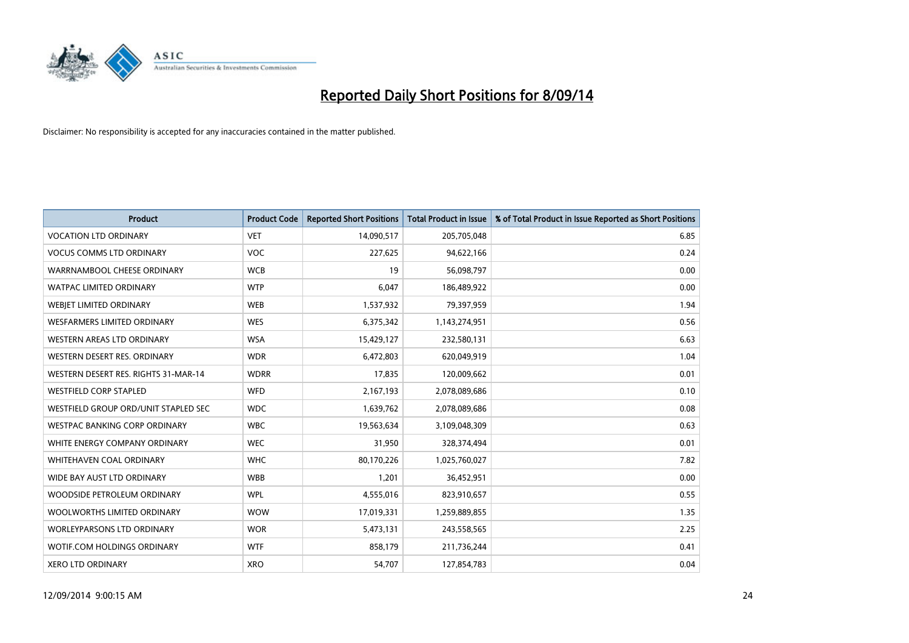# Reported Daily Short Positions for 8/09/14

Disclaimer: No responsibility is accepted for any inaccuracies contained in the matter published.

| Product | Product Code | Reported Short Positions | Total Product in Issue | % of Total Product in Issue Reported as Short Positions |
|---|---|---|---|---|
| VOCATION LTD ORDINARY | VET | 14,090,517 | 205,705,048 | 6.85 |
| VOCUS COMMS LTD ORDINARY | VOC | 227,625 | 94,622,166 | 0.24 |
| WARRNAMBOOL CHEESE ORDINARY | WCB | 19 | 56,098,797 | 0.00 |
| WATPAC LIMITED ORDINARY | WTP | 6,047 | 186,489,922 | 0.00 |
| WEBJET LIMITED ORDINARY | WEB | 1,537,932 | 79,397,959 | 1.94 |
| WESFARMERS LIMITED ORDINARY | WES | 6,375,342 | 1,143,274,951 | 0.56 |
| WESTERN AREAS LTD ORDINARY | WSA | 15,429,127 | 232,580,131 | 6.63 |
| WESTERN DESERT RES. ORDINARY | WDR | 6,472,803 | 620,049,919 | 1.04 |
| WESTERN DESERT RES. RIGHTS 31-MAR-14 | WDRR | 17,835 | 120,009,662 | 0.01 |
| WESTFIELD CORP STAPLED | WFD | 2,167,193 | 2,078,089,686 | 0.10 |
| WESTFIELD GROUP ORD/UNIT STAPLED SEC | WDC | 1,639,762 | 2,078,089,686 | 0.08 |
| WESTPAC BANKING CORP ORDINARY | WBC | 19,563,634 | 3,109,048,309 | 0.63 |
| WHITE ENERGY COMPANY ORDINARY | WEC | 31,950 | 328,374,494 | 0.01 |
| WHITEHAVEN COAL ORDINARY | WHC | 80,170,226 | 1,025,760,027 | 7.82 |
| WIDE BAY AUST LTD ORDINARY | WBB | 1,201 | 36,452,951 | 0.00 |
| WOODSIDE PETROLEUM ORDINARY | WPL | 4,555,016 | 823,910,657 | 0.55 |
| WOOLWORTHS LIMITED ORDINARY | WOW | 17,019,331 | 1,259,889,855 | 1.35 |
| WORLEYPARSONS LTD ORDINARY | WOR | 5,473,131 | 243,558,565 | 2.25 |
| WOTIF.COM HOLDINGS ORDINARY | WTF | 858,179 | 211,736,244 | 0.41 |
| XERO LTD ORDINARY | XRO | 54,707 | 127,854,783 | 0.04 |

12/09/2014 9:00:15 AM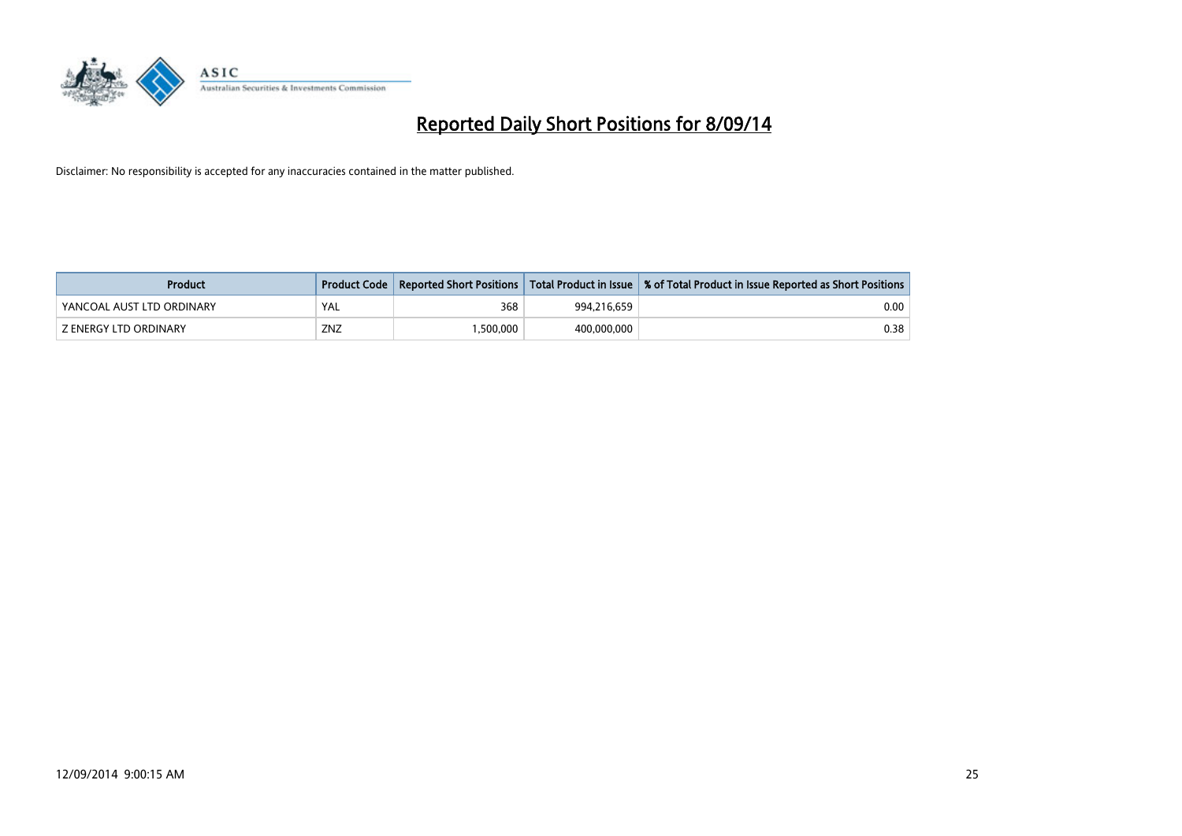# Reported Daily Short Positions for 8/09/14

Disclaimer: No responsibility is accepted for any inaccuracies contained in the matter published.

| Product | Product Code | Reported Short Positions | Total Product in Issue | % of Total Product in Issue Reported as Short Positions |
|---|---|---|---|---|
| YANCOAL AUST LTD ORDINARY | YAL | 368 | 994,216,659 | 0.00 |
| Z ENERGY LTD ORDINARY | ZNZ | 1,500,000 | 400,000,000 | 0.38 |